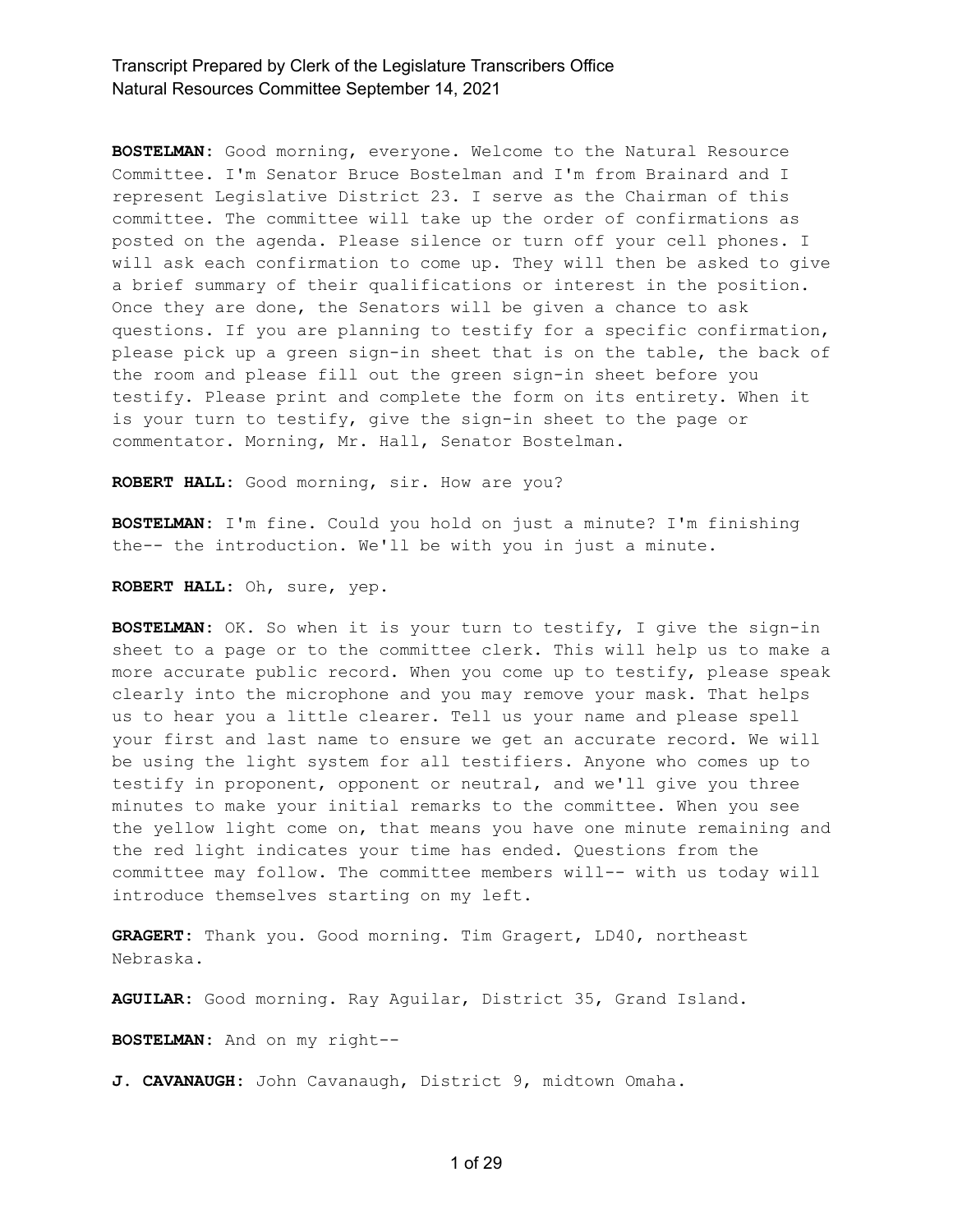**BOSTELMAN:** Good morning, everyone. Welcome to the Natural Resource Committee. I'm Senator Bruce Bostelman and I'm from Brainard and I represent Legislative District 23. I serve as the Chairman of this committee. The committee will take up the order of confirmations as posted on the agenda. Please silence or turn off your cell phones. I will ask each confirmation to come up. They will then be asked to give a brief summary of their qualifications or interest in the position. Once they are done, the Senators will be given a chance to ask questions. If you are planning to testify for a specific confirmation, please pick up a green sign-in sheet that is on the table, the back of the room and please fill out the green sign-in sheet before you testify. Please print and complete the form on its entirety. When it is your turn to testify, give the sign-in sheet to the page or commentator. Morning, Mr. Hall, Senator Bostelman.

**ROBERT HALL:** Good morning, sir. How are you?

**BOSTELMAN:** I'm fine. Could you hold on just a minute? I'm finishing the-- the introduction. We'll be with you in just a minute.

**ROBERT HALL:** Oh, sure, yep.

**BOSTELMAN:** OK. So when it is your turn to testify, I give the sign-in sheet to a page or to the committee clerk. This will help us to make a more accurate public record. When you come up to testify, please speak clearly into the microphone and you may remove your mask. That helps us to hear you a little clearer. Tell us your name and please spell your first and last name to ensure we get an accurate record. We will be using the light system for all testifiers. Anyone who comes up to testify in proponent, opponent or neutral, and we'll give you three minutes to make your initial remarks to the committee. When you see the yellow light come on, that means you have one minute remaining and the red light indicates your time has ended. Questions from the committee may follow. The committee members will-- with us today will introduce themselves starting on my left.

**GRAGERT:** Thank you. Good morning. Tim Gragert, LD40, northeast Nebraska.

**AGUILAR:** Good morning. Ray Aguilar, District 35, Grand Island.

**BOSTELMAN:** And on my right--

**J. CAVANAUGH:** John Cavanaugh, District 9, midtown Omaha.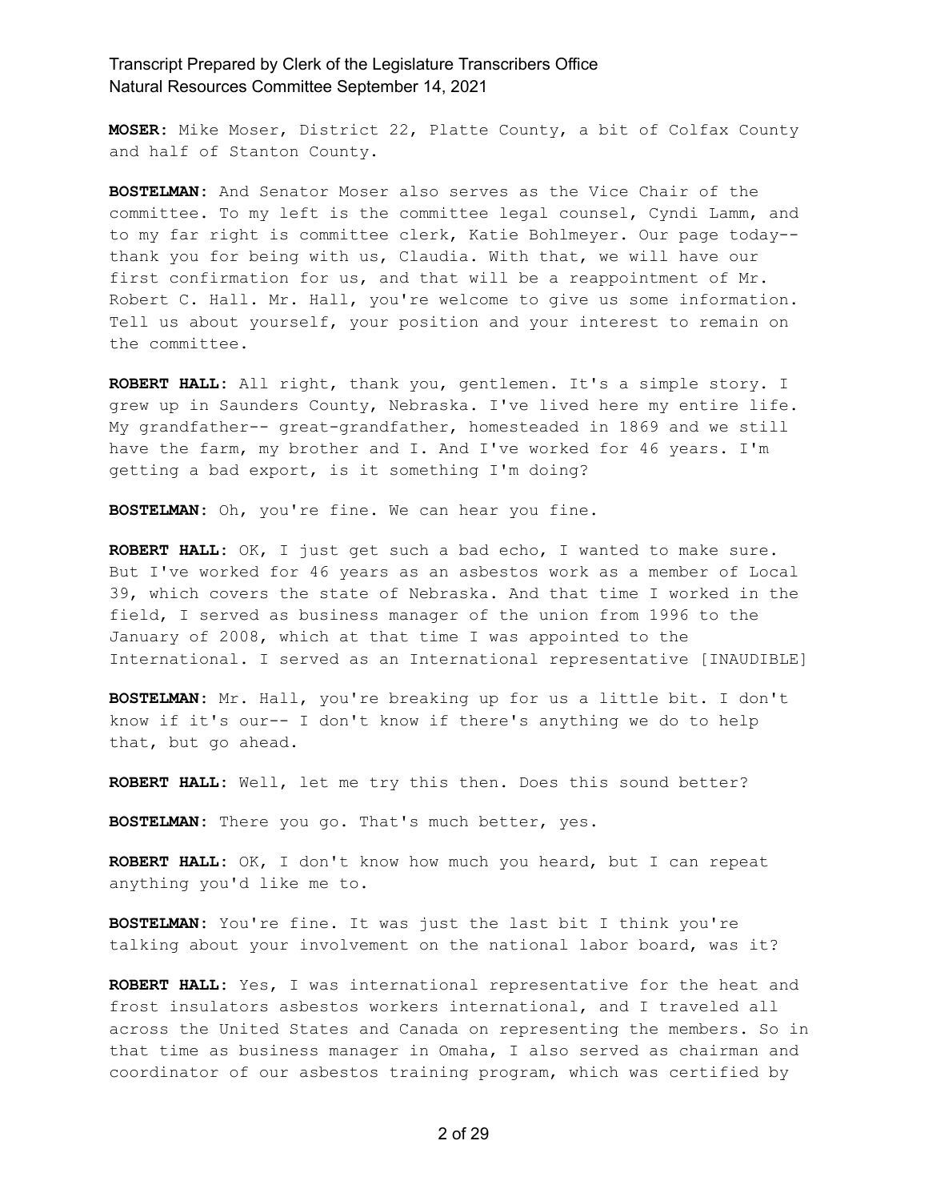**MOSER:** Mike Moser, District 22, Platte County, a bit of Colfax County and half of Stanton County.

**BOSTELMAN:** And Senator Moser also serves as the Vice Chair of the committee. To my left is the committee legal counsel, Cyndi Lamm, and to my far right is committee clerk, Katie Bohlmeyer. Our page today-- thank you for being with us, Claudia. With that, we will have our first confirmation for us, and that will be a reappointment of Mr. Robert C. Hall. Mr. Hall, you're welcome to give us some information. Tell us about yourself, your position and your interest to remain on the committee.

**ROBERT HALL:** All right, thank you, gentlemen. It's a simple story. I grew up in Saunders County, Nebraska. I've lived here my entire life. My grandfather-- great-grandfather, homesteaded in 1869 and we still have the farm, my brother and I. And I've worked for 46 years. I'm getting a bad export, is it something I'm doing?

**BOSTELMAN:** Oh, you're fine. We can hear you fine.

**ROBERT HALL:** OK, I just get such a bad echo, I wanted to make sure. But I've worked for 46 years as an asbestos work as a member of Local 39, which covers the state of Nebraska. And that time I worked in the field, I served as business manager of the union from 1996 to the January of 2008, which at that time I was appointed to the International. I served as an International representative [INAUDIBLE]

**BOSTELMAN:** Mr. Hall, you're breaking up for us a little bit. I don't know if it's our-- I don't know if there's anything we do to help that, but go ahead.

**ROBERT HALL:** Well, let me try this then. Does this sound better?

**BOSTELMAN:** There you go. That's much better, yes.

**ROBERT HALL:** OK, I don't know how much you heard, but I can repeat anything you'd like me to.

**BOSTELMAN:** You're fine. It was just the last bit I think you're talking about your involvement on the national labor board, was it?

**ROBERT HALL:** Yes, I was international representative for the heat and frost insulators asbestos workers international, and I traveled all across the United States and Canada on representing the members. So in that time as business manager in Omaha, I also served as chairman and coordinator of our asbestos training program, which was certified by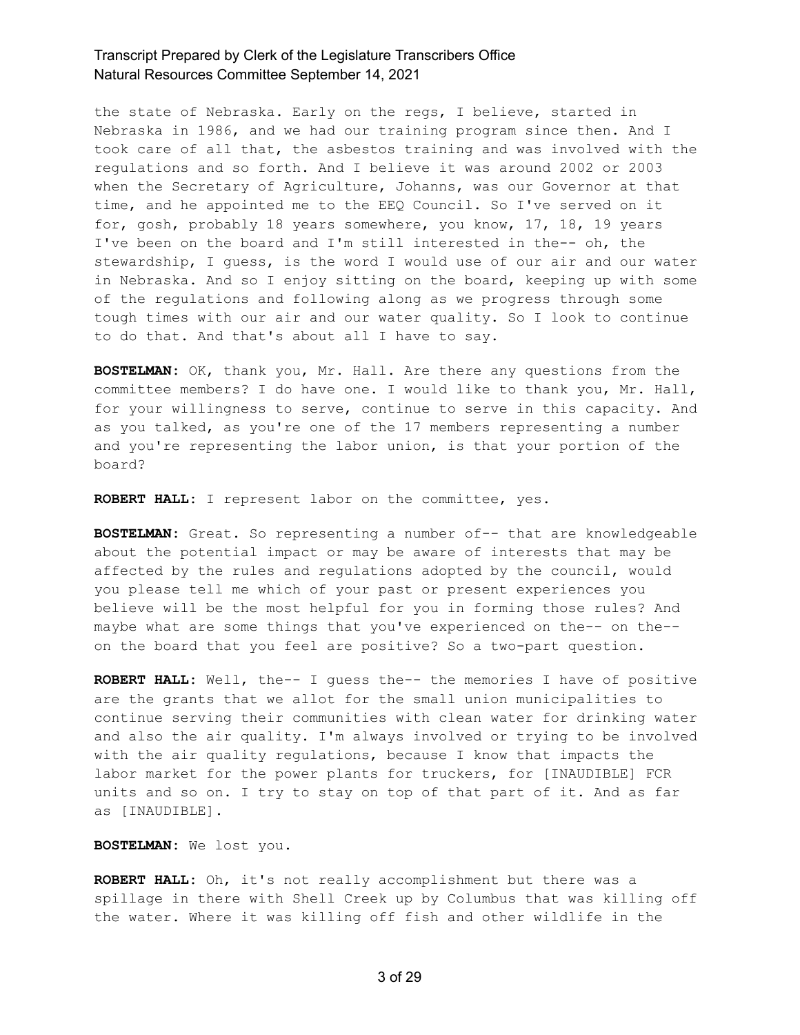the state of Nebraska. Early on the regs, I believe, started in Nebraska in 1986, and we had our training program since then. And I took care of all that, the asbestos training and was involved with the regulations and so forth. And I believe it was around 2002 or 2003 when the Secretary of Agriculture, Johanns, was our Governor at that time, and he appointed me to the EEQ Council. So I've served on it for, gosh, probably 18 years somewhere, you know, 17, 18, 19 years I've been on the board and I'm still interested in the-- oh, the stewardship, I guess, is the word I would use of our air and our water in Nebraska. And so I enjoy sitting on the board, keeping up with some of the regulations and following along as we progress through some tough times with our air and our water quality. So I look to continue to do that. And that's about all I have to say.

**BOSTELMAN:** OK, thank you, Mr. Hall. Are there any questions from the committee members? I do have one. I would like to thank you, Mr. Hall, for your willingness to serve, continue to serve in this capacity. And as you talked, as you're one of the 17 members representing a number and you're representing the labor union, is that your portion of the board?

**ROBERT HALL:** I represent labor on the committee, yes.

**BOSTELMAN:** Great. So representing a number of-- that are knowledgeable about the potential impact or may be aware of interests that may be affected by the rules and regulations adopted by the council, would you please tell me which of your past or present experiences you believe will be the most helpful for you in forming those rules? And maybe what are some things that you've experienced on the-- on the-- on the board that you feel are positive? So a two-part question.

**ROBERT HALL:** Well, the-- I guess the-- the memories I have of positive are the grants that we allot for the small union municipalities to continue serving their communities with clean water for drinking water and also the air quality. I'm always involved or trying to be involved with the air quality regulations, because I know that impacts the labor market for the power plants for truckers, for [INAUDIBLE] FCR units and so on. I try to stay on top of that part of it. And as far as [INAUDIBLE].

**BOSTELMAN:** We lost you.

**ROBERT HALL:** Oh, it's not really accomplishment but there was a spillage in there with Shell Creek up by Columbus that was killing off the water. Where it was killing off fish and other wildlife in the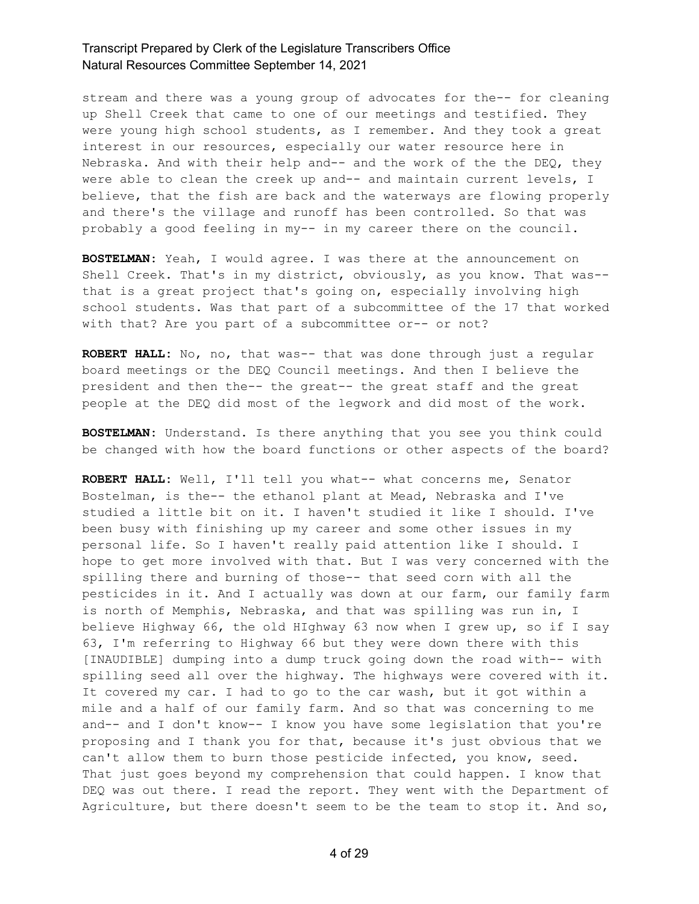stream and there was a young group of advocates for the-- for cleaning up Shell Creek that came to one of our meetings and testified. They were young high school students, as I remember. And they took a great interest in our resources, especially our water resource here in Nebraska. And with their help and-- and the work of the the DEQ, they were able to clean the creek up and-- and maintain current levels, I believe, that the fish are back and the waterways are flowing properly and there's the village and runoff has been controlled. So that was probably a good feeling in my-- in my career there on the council.

**BOSTELMAN:** Yeah, I would agree. I was there at the announcement on Shell Creek. That's in my district, obviously, as you know. That was-- that is a great project that's going on, especially involving high school students. Was that part of a subcommittee of the 17 that worked with that? Are you part of a subcommittee or-- or not?

**ROBERT HALL:** No, no, that was-- that was done through just a regular board meetings or the DEQ Council meetings. And then I believe the president and then the-- the great-- the great staff and the great people at the DEQ did most of the legwork and did most of the work.

**BOSTELMAN:** Understand. Is there anything that you see you think could be changed with how the board functions or other aspects of the board?

**ROBERT HALL:** Well, I'll tell you what-- what concerns me, Senator Bostelman, is the-- the ethanol plant at Mead, Nebraska and I've studied a little bit on it. I haven't studied it like I should. I've been busy with finishing up my career and some other issues in my personal life. So I haven't really paid attention like I should. I hope to get more involved with that. But I was very concerned with the spilling there and burning of those-- that seed corn with all the pesticides in it. And I actually was down at our farm, our family farm is north of Memphis, Nebraska, and that was spilling was run in, I believe Highway 66, the old HIghway 63 now when I grew up, so if I say 63, I'm referring to Highway 66 but they were down there with this [INAUDIBLE] dumping into a dump truck going down the road with-- with spilling seed all over the highway. The highways were covered with it. It covered my car. I had to go to the car wash, but it got within a mile and a half of our family farm. And so that was concerning to me and-- and I don't know-- I know you have some legislation that you're proposing and I thank you for that, because it's just obvious that we can't allow them to burn those pesticide infected, you know, seed. That just goes beyond my comprehension that could happen. I know that DEQ was out there. I read the report. They went with the Department of Agriculture, but there doesn't seem to be the team to stop it. And so,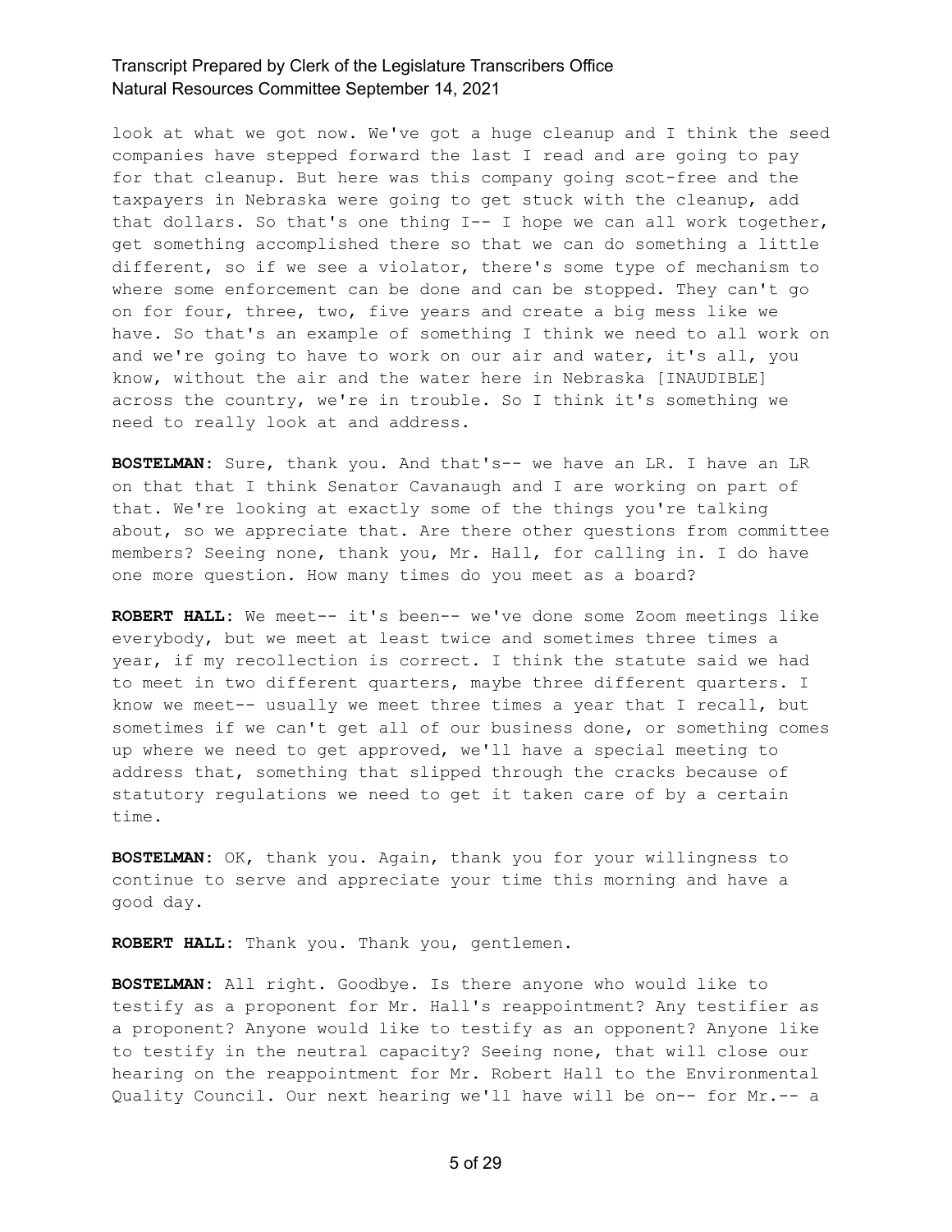look at what we got now. We've got a huge cleanup and I think the seed companies have stepped forward the last I read and are going to pay for that cleanup. But here was this company going scot-free and the taxpayers in Nebraska were going to get stuck with the cleanup, add that dollars. So that's one thing I-- I hope we can all work together, get something accomplished there so that we can do something a little different, so if we see a violator, there's some type of mechanism to where some enforcement can be done and can be stopped. They can't go on for four, three, two, five years and create a big mess like we have. So that's an example of something I think we need to all work on and we're going to have to work on our air and water, it's all, you know, without the air and the water here in Nebraska [INAUDIBLE] across the country, we're in trouble. So I think it's something we need to really look at and address.

**BOSTELMAN:** Sure, thank you. And that's-- we have an LR. I have an LR on that that I think Senator Cavanaugh and I are working on part of that. We're looking at exactly some of the things you're talking about, so we appreciate that. Are there other questions from committee members? Seeing none, thank you, Mr. Hall, for calling in. I do have one more question. How many times do you meet as a board?

**ROBERT HALL:** We meet-- it's been-- we've done some Zoom meetings like everybody, but we meet at least twice and sometimes three times a year, if my recollection is correct. I think the statute said we had to meet in two different quarters, maybe three different quarters. I know we meet-- usually we meet three times a year that I recall, but sometimes if we can't get all of our business done, or something comes up where we need to get approved, we'll have a special meeting to address that, something that slipped through the cracks because of statutory regulations we need to get it taken care of by a certain time.

**BOSTELMAN:** OK, thank you. Again, thank you for your willingness to continue to serve and appreciate your time this morning and have a good day.

**ROBERT HALL:** Thank you. Thank you, gentlemen.

**BOSTELMAN:** All right. Goodbye. Is there anyone who would like to testify as a proponent for Mr. Hall's reappointment? Any testifier as a proponent? Anyone would like to testify as an opponent? Anyone like to testify in the neutral capacity? Seeing none, that will close our hearing on the reappointment for Mr. Robert Hall to the Environmental Quality Council. Our next hearing we'll have will be on-- for Mr.-- a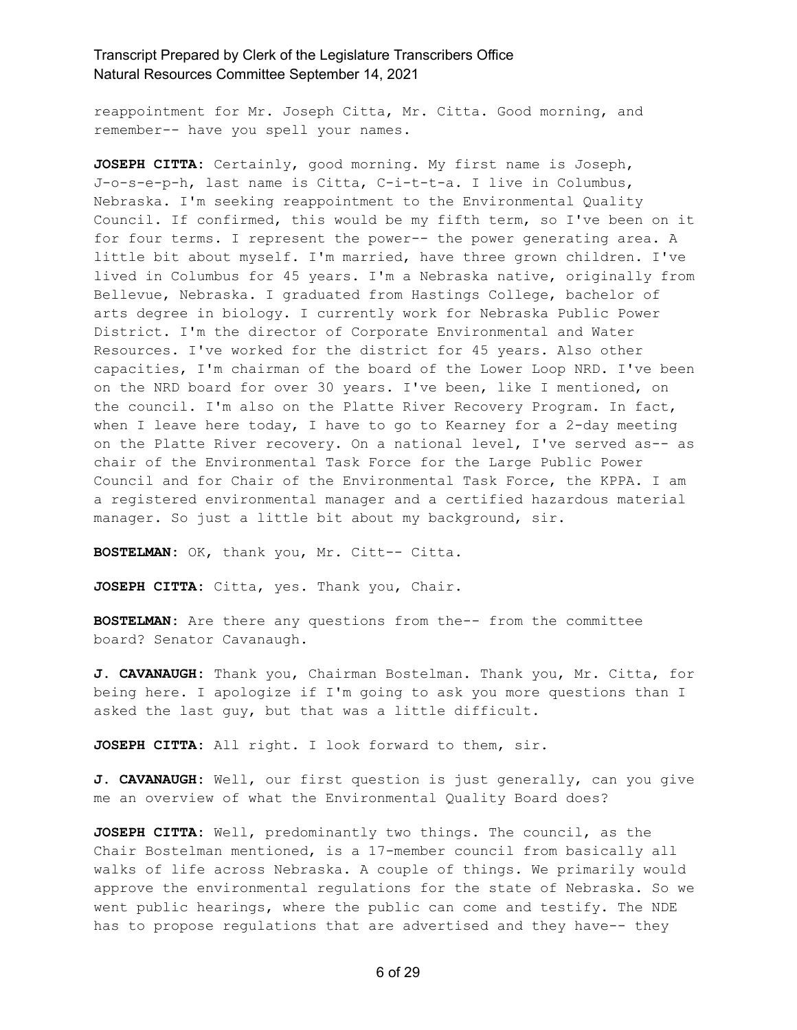reappointment for Mr. Joseph Citta, Mr. Citta. Good morning, and remember-- have you spell your names.

**JOSEPH CITTA:** Certainly, good morning. My first name is Joseph, J-o-s-e-p-h, last name is Citta, C-i-t-t-a. I live in Columbus, Nebraska. I'm seeking reappointment to the Environmental Quality Council. If confirmed, this would be my fifth term, so I've been on it for four terms. I represent the power-- the power generating area. A little bit about myself. I'm married, have three grown children. I've lived in Columbus for 45 years. I'm a Nebraska native, originally from Bellevue, Nebraska. I graduated from Hastings College, bachelor of arts degree in biology. I currently work for Nebraska Public Power District. I'm the director of Corporate Environmental and Water Resources. I've worked for the district for 45 years. Also other capacities, I'm chairman of the board of the Lower Loop NRD. I've been on the NRD board for over 30 years. I've been, like I mentioned, on the council. I'm also on the Platte River Recovery Program. In fact, when I leave here today, I have to go to Kearney for a 2-day meeting on the Platte River recovery. On a national level, I've served as-- as chair of the Environmental Task Force for the Large Public Power Council and for Chair of the Environmental Task Force, the KPPA. I am a registered environmental manager and a certified hazardous material manager. So just a little bit about my background, sir.

**BOSTELMAN:** OK, thank you, Mr. Citt-- Citta.

**JOSEPH CITTA:** Citta, yes. Thank you, Chair.

**BOSTELMAN:** Are there any questions from the-- from the committee board? Senator Cavanaugh.

**J. CAVANAUGH:** Thank you, Chairman Bostelman. Thank you, Mr. Citta, for being here. I apologize if I'm going to ask you more questions than I asked the last guy, but that was a little difficult.

**JOSEPH CITTA:** All right. I look forward to them, sir.

**J. CAVANAUGH:** Well, our first question is just generally, can you give me an overview of what the Environmental Quality Board does?

**JOSEPH CITTA:** Well, predominantly two things. The council, as the Chair Bostelman mentioned, is a 17-member council from basically all walks of life across Nebraska. A couple of things. We primarily would approve the environmental regulations for the state of Nebraska. So we went public hearings, where the public can come and testify. The NDE has to propose regulations that are advertised and they have-- they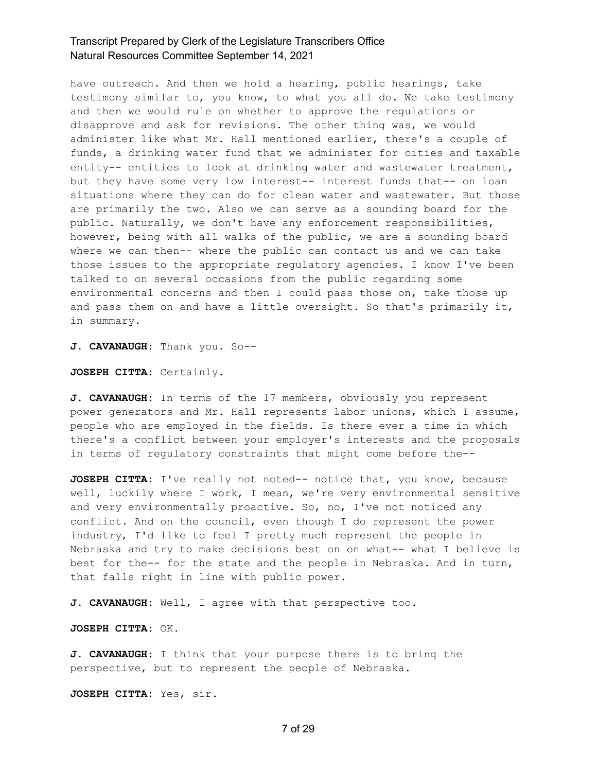have outreach. And then we hold a hearing, public hearings, take testimony similar to, you know, to what you all do. We take testimony and then we would rule on whether to approve the regulations or disapprove and ask for revisions. The other thing was, we would administer like what Mr. Hall mentioned earlier, there's a couple of funds, a drinking water fund that we administer for cities and taxable entity-- entities to look at drinking water and wastewater treatment, but they have some very low interest-- interest funds that-- on loan situations where they can do for clean water and wastewater. But those are primarily the two. Also we can serve as a sounding board for the public. Naturally, we don't have any enforcement responsibilities, however, being with all walks of the public, we are a sounding board where we can then-- where the public can contact us and we can take those issues to the appropriate regulatory agencies. I know I've been talked to on several occasions from the public regarding some environmental concerns and then I could pass those on, take those up and pass them on and have a little oversight. So that's primarily it, in summary.

**J. CAVANAUGH:** Thank you. So--

**JOSEPH CITTA:** Certainly.

**J. CAVANAUGH:** In terms of the 17 members, obviously you represent power generators and Mr. Hall represents labor unions, which I assume, people who are employed in the fields. Is there ever a time in which there's a conflict between your employer's interests and the proposals in terms of regulatory constraints that might come before the--

**JOSEPH CITTA:** I've really not noted-- notice that, you know, because well, luckily where I work, I mean, we're very environmental sensitive and very environmentally proactive. So, no, I've not noticed any conflict. And on the council, even though I do represent the power industry, I'd like to feel I pretty much represent the people in Nebraska and try to make decisions best on on what-- what I believe is best for the-- for the state and the people in Nebraska. And in turn, that falls right in line with public power.

**J. CAVANAUGH:** Well, I agree with that perspective too.

**JOSEPH CITTA:** OK.

**J. CAVANAUGH:** I think that your purpose there is to bring the perspective, but to represent the people of Nebraska.

**JOSEPH CITTA:** Yes, sir.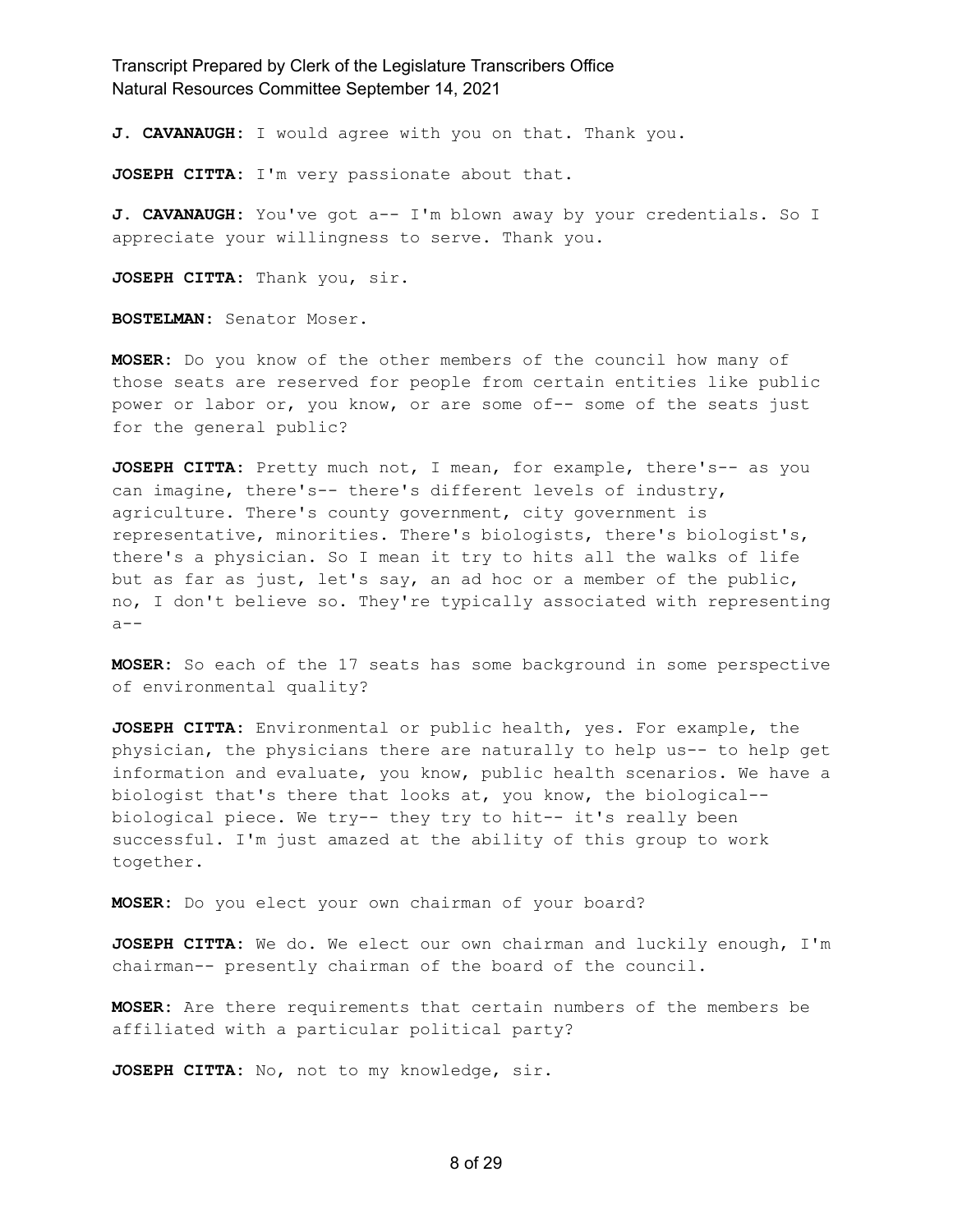**J. CAVANAUGH:** I would agree with you on that. Thank you.

**JOSEPH CITTA:** I'm very passionate about that.

**J. CAVANAUGH:** You've got a-- I'm blown away by your credentials. So I appreciate your willingness to serve. Thank you.

**JOSEPH CITTA:** Thank you, sir.

**BOSTELMAN:** Senator Moser.

**MOSER:** Do you know of the other members of the council how many of those seats are reserved for people from certain entities like public power or labor or, you know, or are some of-- some of the seats just for the general public?

**JOSEPH CITTA:** Pretty much not, I mean, for example, there's-- as you can imagine, there's-- there's different levels of industry, agriculture. There's county government, city government is representative, minorities. There's biologists, there's biologist's, there's a physician. So I mean it try to hits all the walks of life but as far as just, let's say, an ad hoc or a member of the public, no, I don't believe so. They're typically associated with representing a--

**MOSER:** So each of the 17 seats has some background in some perspective of environmental quality?

**JOSEPH CITTA:** Environmental or public health, yes. For example, the physician, the physicians there are naturally to help us-- to help get information and evaluate, you know, public health scenarios. We have a biologist that's there that looks at, you know, the biological-- biological piece. We try-- they try to hit-- it's really been successful. I'm just amazed at the ability of this group to work together.

**MOSER:** Do you elect your own chairman of your board?

**JOSEPH CITTA:** We do. We elect our own chairman and luckily enough, I'm chairman-- presently chairman of the board of the council.

**MOSER:** Are there requirements that certain numbers of the members be affiliated with a particular political party?

**JOSEPH CITTA:** No, not to my knowledge, sir.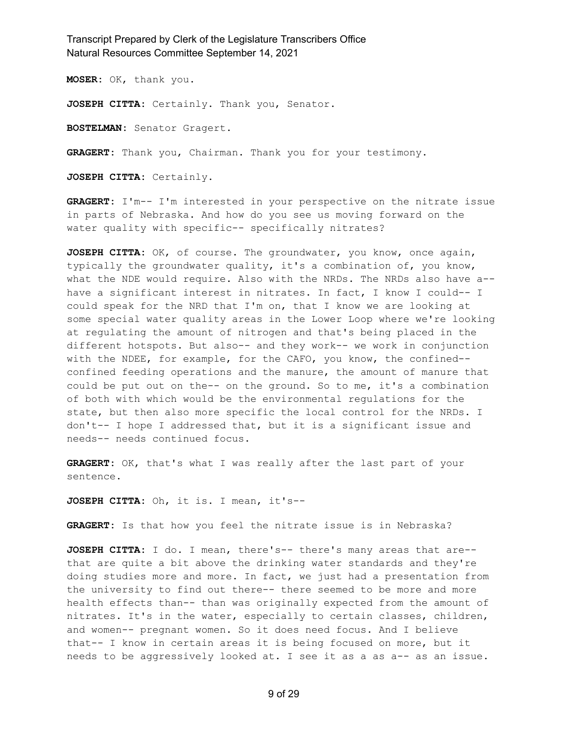**MOSER**: OK, thank you.

**JOSEPH CITTA**: Certainly. Thank you, Senator.

**BOSTELMAN**: Senator Gragert.

**GRAGERT**: Thank you, Chairman. Thank you for your testimony.

**JOSEPH CITTA**: Certainly.

**GRAGERT**: I'm-- I'm interested in your perspective on the nitrate issue in parts of Nebraska. And how do you see us moving forward on the water quality with specific-- specifically nitrates?

**JOSEPH CITTA**: OK, of course. The groundwater, you know, once again, typically the groundwater quality, it's a combination of, you know, what the NDE would require. Also with the NRDs. The NRDs also have a-- have a significant interest in nitrates. In fact, I know I could-- I could speak for the NRD that I'm on, that I know we are looking at some special water quality areas in the Lower Loop where we're looking at regulating the amount of nitrogen and that's being placed in the different hotspots. But also-- and they work-- we work in conjunction with the NDEE, for example, for the CAFO, you know, the confined-- confined feeding operations and the manure, the amount of manure that could be put out on the-- on the ground. So to me, it's a combination of both with which would be the environmental regulations for the state, but then also more specific the local control for the NRDs. I don't-- I hope I addressed that, but it is a significant issue and needs-- needs continued focus.

**GRAGERT**: OK, that's what I was really after the last part of your sentence.

**JOSEPH CITTA**: Oh, it is. I mean, it's--

**GRAGERT**: Is that how you feel the nitrate issue is in Nebraska?

**JOSEPH CITTA**: I do. I mean, there's-- there's many areas that are-- that are quite a bit above the drinking water standards and they're doing studies more and more. In fact, we just had a presentation from the university to find out there-- there seemed to be more and more health effects than-- than was originally expected from the amount of nitrates. It's in the water, especially to certain classes, children, and women-- pregnant women. So it does need focus. And I believe that-- I know in certain areas it is being focused on more, but it needs to be aggressively looked at. I see it as a as a-- as an issue.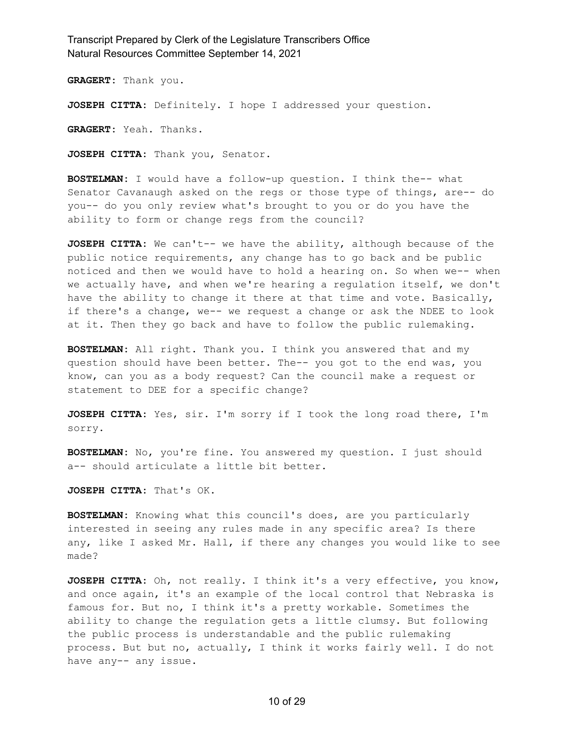**GRAGERT:** Thank you.

**JOSEPH CITTA:** Definitely. I hope I addressed your question.

**GRAGERT:** Yeah. Thanks.

**JOSEPH CITTA:** Thank you, Senator.

**BOSTELMAN:** I would have a follow-up question. I think the-- what Senator Cavanaugh asked on the regs or those type of things, are-- do you-- do you only review what's brought to you or do you have the ability to form or change regs from the council?

**JOSEPH CITTA:** We can't-- we have the ability, although because of the public notice requirements, any change has to go back and be public noticed and then we would have to hold a hearing on. So when we-- when we actually have, and when we're hearing a regulation itself, we don't have the ability to change it there at that time and vote. Basically, if there's a change, we-- we request a change or ask the NDEE to look at it. Then they go back and have to follow the public rulemaking.

**BOSTELMAN:** All right. Thank you. I think you answered that and my question should have been better. The-- you got to the end was, you know, can you as a body request? Can the council make a request or statement to DEE for a specific change?

**JOSEPH CITTA:** Yes, sir. I'm sorry if I took the long road there, I'm sorry.

**BOSTELMAN:** No, you're fine. You answered my question. I just should a-- should articulate a little bit better.

**JOSEPH CITTA:** That's OK.

**BOSTELMAN:** Knowing what this council's does, are you particularly interested in seeing any rules made in any specific area? Is there any, like I asked Mr. Hall, if there any changes you would like to see made?

**JOSEPH CITTA:** Oh, not really. I think it's a very effective, you know, and once again, it's an example of the local control that Nebraska is famous for. But no, I think it's a pretty workable. Sometimes the ability to change the regulation gets a little clumsy. But following the public process is understandable and the public rulemaking process. But but no, actually, I think it works fairly well. I do not have any-- any issue.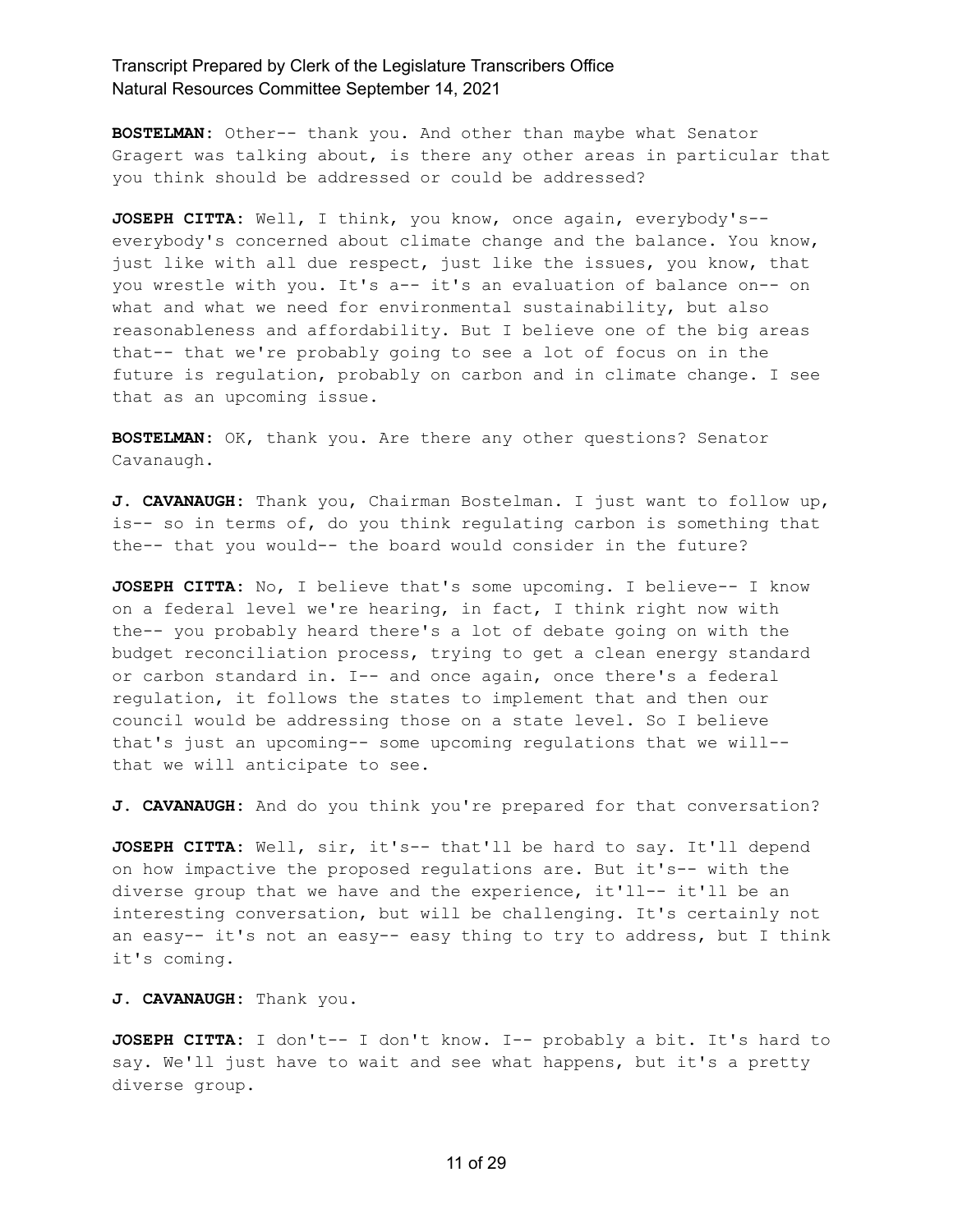**BOSTELMAN:** Other-- thank you. And other than maybe what Senator Gragert was talking about, is there any other areas in particular that you think should be addressed or could be addressed?

**JOSEPH CITTA:** Well, I think, you know, once again, everybody's-- everybody's concerned about climate change and the balance. You know, just like with all due respect, just like the issues, you know, that you wrestle with you. It's a-- it's an evaluation of balance on-- on what and what we need for environmental sustainability, but also reasonableness and affordability. But I believe one of the big areas that-- that we're probably going to see a lot of focus on in the future is regulation, probably on carbon and in climate change. I see that as an upcoming issue.

**BOSTELMAN:** OK, thank you. Are there any other questions? Senator Cavanaugh.

**J. CAVANAUGH:** Thank you, Chairman Bostelman. I just want to follow up, is-- so in terms of, do you think regulating carbon is something that the-- that you would-- the board would consider in the future?

**JOSEPH CITTA:** No, I believe that's some upcoming. I believe-- I know on a federal level we're hearing, in fact, I think right now with the-- you probably heard there's a lot of debate going on with the budget reconciliation process, trying to get a clean energy standard or carbon standard in. I-- and once again, once there's a federal regulation, it follows the states to implement that and then our council would be addressing those on a state level. So I believe that's just an upcoming-- some upcoming regulations that we will-- that we will anticipate to see.

**J. CAVANAUGH:** And do you think you're prepared for that conversation?

**JOSEPH CITTA:** Well, sir, it's-- that'll be hard to say. It'll depend on how impactive the proposed regulations are. But it's-- with the diverse group that we have and the experience, it'll-- it'll be an interesting conversation, but will be challenging. It's certainly not an easy-- it's not an easy-- easy thing to try to address, but I think it's coming.

**J. CAVANAUGH:** Thank you.

**JOSEPH CITTA:** I don't-- I don't know. I-- probably a bit. It's hard to say. We'll just have to wait and see what happens, but it's a pretty diverse group.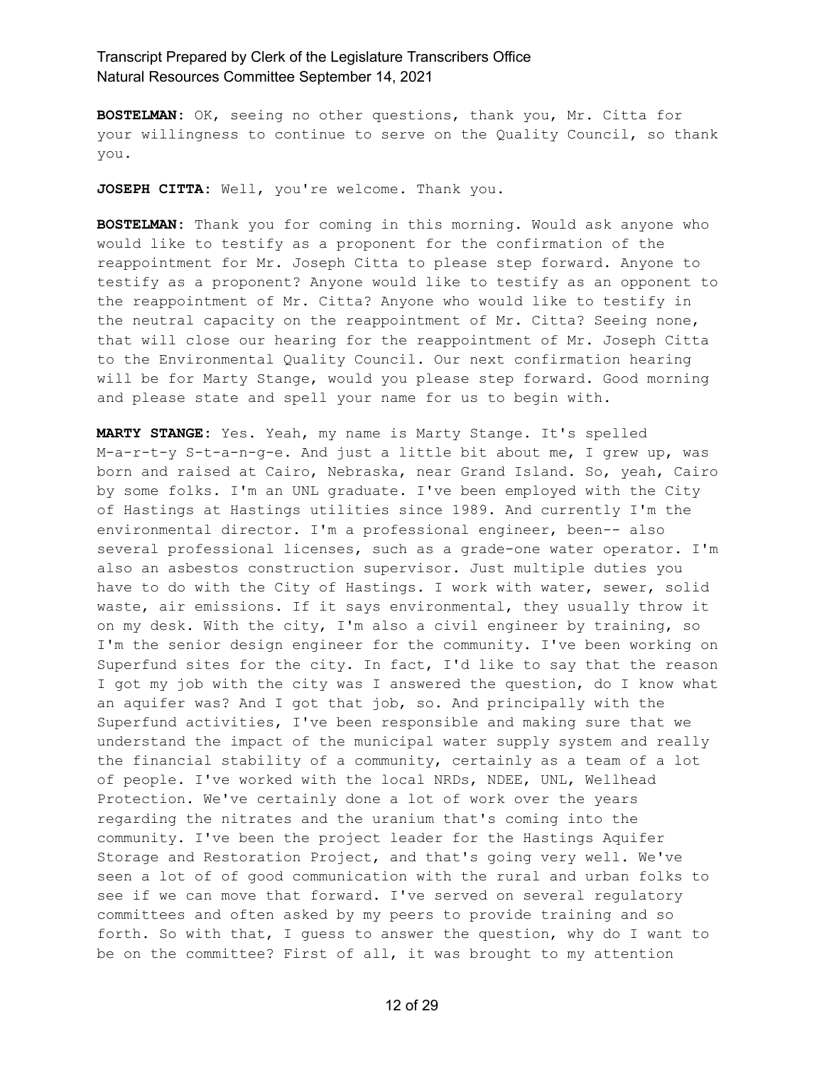**BOSTELMAN:** OK, seeing no other questions, thank you, Mr. Citta for your willingness to continue to serve on the Quality Council, so thank you.

**JOSEPH CITTA:** Well, you're welcome. Thank you.

**BOSTELMAN:** Thank you for coming in this morning. Would ask anyone who would like to testify as a proponent for the confirmation of the reappointment for Mr. Joseph Citta to please step forward. Anyone to testify as a proponent? Anyone would like to testify as an opponent to the reappointment of Mr. Citta? Anyone who would like to testify in the neutral capacity on the reappointment of Mr. Citta? Seeing none, that will close our hearing for the reappointment of Mr. Joseph Citta to the Environmental Quality Council. Our next confirmation hearing will be for Marty Stange, would you please step forward. Good morning and please state and spell your name for us to begin with.

**MARTY STANGE:** Yes. Yeah, my name is Marty Stange. It's spelled M-a-r-t-y S-t-a-n-g-e. And just a little bit about me, I grew up, was born and raised at Cairo, Nebraska, near Grand Island. So, yeah, Cairo by some folks. I'm an UNL graduate. I've been employed with the City of Hastings at Hastings utilities since 1989. And currently I'm the environmental director. I'm a professional engineer, been-- also several professional licenses, such as a grade-one water operator. I'm also an asbestos construction supervisor. Just multiple duties you have to do with the City of Hastings. I work with water, sewer, solid waste, air emissions. If it says environmental, they usually throw it on my desk. With the city, I'm also a civil engineer by training, so I'm the senior design engineer for the community. I've been working on Superfund sites for the city. In fact, I'd like to say that the reason I got my job with the city was I answered the question, do I know what an aquifer was? And I got that job, so. And principally with the Superfund activities, I've been responsible and making sure that we understand the impact of the municipal water supply system and really the financial stability of a community, certainly as a team of a lot of people. I've worked with the local NRDs, NDEE, UNL, Wellhead Protection. We've certainly done a lot of work over the years regarding the nitrates and the uranium that's coming into the community. I've been the project leader for the Hastings Aquifer Storage and Restoration Project, and that's going very well. We've seen a lot of of good communication with the rural and urban folks to see if we can move that forward. I've served on several regulatory committees and often asked by my peers to provide training and so forth. So with that, I guess to answer the question, why do I want to be on the committee? First of all, it was brought to my attention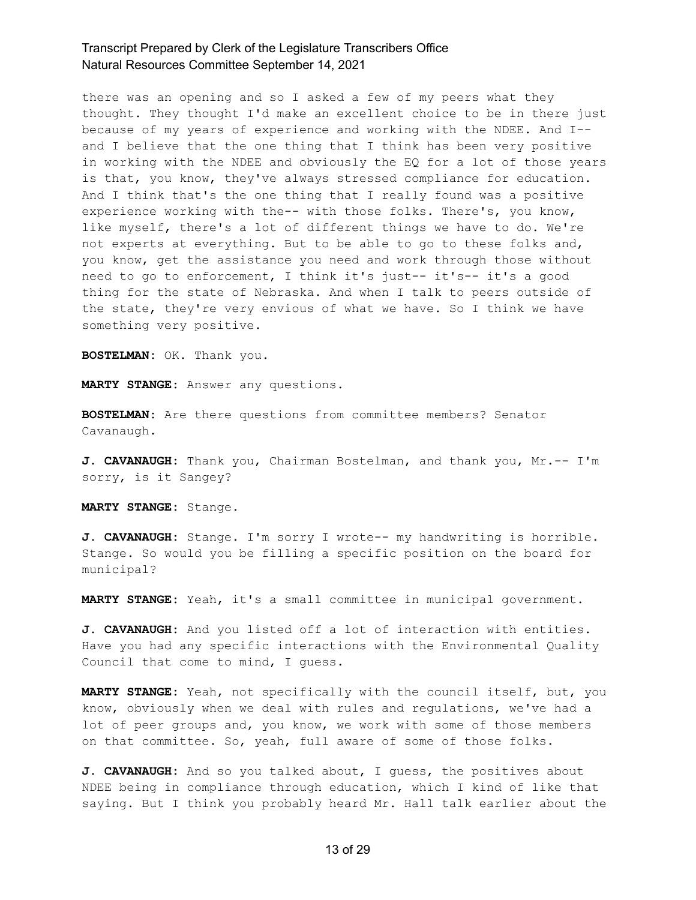there was an opening and so I asked a few of my peers what they thought. They thought I'd make an excellent choice to be in there just because of my years of experience and working with the NDEE. And I-- and I believe that the one thing that I think has been very positive in working with the NDEE and obviously the EQ for a lot of those years is that, you know, they've always stressed compliance for education. And I think that's the one thing that I really found was a positive experience working with the-- with those folks. There's, you know, like myself, there's a lot of different things we have to do. We're not experts at everything. But to be able to go to these folks and, you know, get the assistance you need and work through those without need to go to enforcement, I think it's just-- it's-- it's a good thing for the state of Nebraska. And when I talk to peers outside of the state, they're very envious of what we have. So I think we have something very positive.

**BOSTELMAN:** OK. Thank you.

**MARTY STANGE:** Answer any questions.

**BOSTELMAN:** Are there questions from committee members? Senator Cavanaugh.

**J. CAVANAUGH:** Thank you, Chairman Bostelman, and thank you, Mr.-- I'm sorry, is it Sangey?

**MARTY STANGE:** Stange.

**J. CAVANAUGH:** Stange. I'm sorry I wrote-- my handwriting is horrible. Stange. So would you be filling a specific position on the board for municipal?

**MARTY STANGE:** Yeah, it's a small committee in municipal government.

**J. CAVANAUGH:** And you listed off a lot of interaction with entities. Have you had any specific interactions with the Environmental Quality Council that come to mind, I guess.

**MARTY STANGE:** Yeah, not specifically with the council itself, but, you know, obviously when we deal with rules and regulations, we've had a lot of peer groups and, you know, we work with some of those members on that committee. So, yeah, full aware of some of those folks.

**J. CAVANAUGH:** And so you talked about, I guess, the positives about NDEE being in compliance through education, which I kind of like that saying. But I think you probably heard Mr. Hall talk earlier about the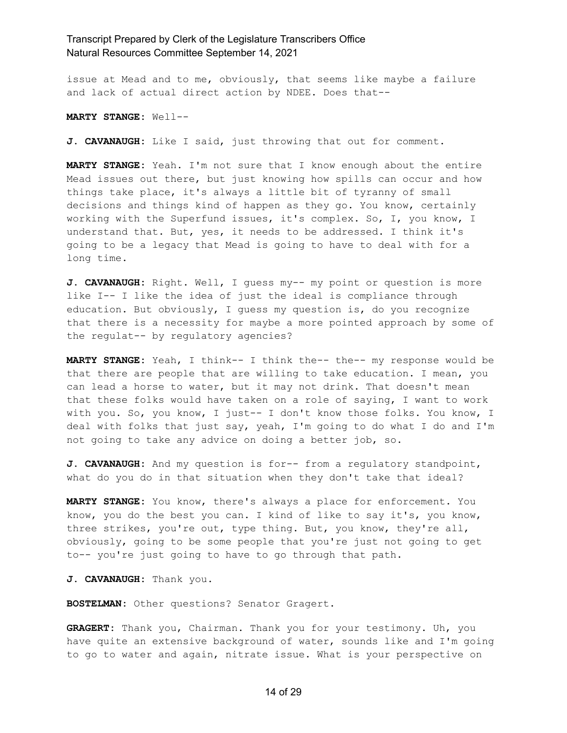issue at Mead and to me, obviously, that seems like maybe a failure and lack of actual direct action by NDEE. Does that--

**MARTY STANGE:** Well--

**J. CAVANAUGH:** Like I said, just throwing that out for comment.

**MARTY STANGE:** Yeah. I'm not sure that I know enough about the entire Mead issues out there, but just knowing how spills can occur and how things take place, it's always a little bit of tyranny of small decisions and things kind of happen as they go. You know, certainly working with the Superfund issues, it's complex. So, I, you know, I understand that. But, yes, it needs to be addressed. I think it's going to be a legacy that Mead is going to have to deal with for a long time.

**J. CAVANAUGH:** Right. Well, I guess my-- my point or question is more like I-- I like the idea of just the ideal is compliance through education. But obviously, I guess my question is, do you recognize that there is a necessity for maybe a more pointed approach by some of the regulat-- by regulatory agencies?

**MARTY STANGE:** Yeah, I think-- I think the-- the-- my response would be that there are people that are willing to take education. I mean, you can lead a horse to water, but it may not drink. That doesn't mean that these folks would have taken on a role of saying, I want to work with you. So, you know, I just-- I don't know those folks. You know, I deal with folks that just say, yeah, I'm going to do what I do and I'm not going to take any advice on doing a better job, so.

**J. CAVANAUGH:** And my question is for-- from a regulatory standpoint, what do you do in that situation when they don't take that ideal?

**MARTY STANGE:** You know, there's always a place for enforcement. You know, you do the best you can. I kind of like to say it's, you know, three strikes, you're out, type thing. But, you know, they're all, obviously, going to be some people that you're just not going to get to-- you're just going to have to go through that path.

**J. CAVANAUGH:** Thank you.

**BOSTELMAN:** Other questions? Senator Gragert.

**GRAGERT:** Thank you, Chairman. Thank you for your testimony. Uh, you have quite an extensive background of water, sounds like and I'm going to go to water and again, nitrate issue. What is your perspective on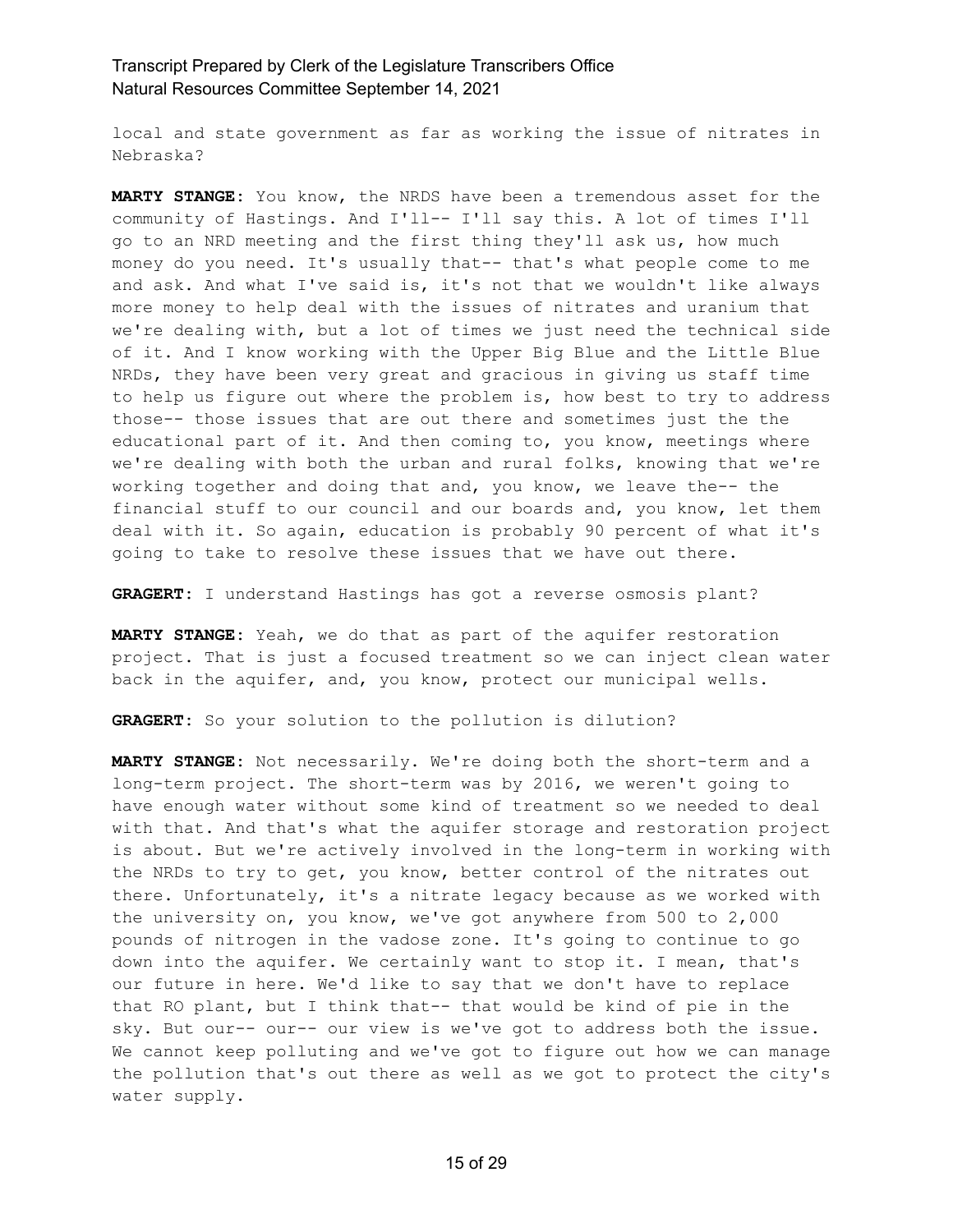local and state government as far as working the issue of nitrates in Nebraska?

**MARTY STANGE:** You know, the NRDS have been a tremendous asset for the community of Hastings. And I'll-- I'll say this. A lot of times I'll go to an NRD meeting and the first thing they'll ask us, how much money do you need. It's usually that-- that's what people come to me and ask. And what I've said is, it's not that we wouldn't like always more money to help deal with the issues of nitrates and uranium that we're dealing with, but a lot of times we just need the technical side of it. And I know working with the Upper Big Blue and the Little Blue NRDs, they have been very great and gracious in giving us staff time to help us figure out where the problem is, how best to try to address those-- those issues that are out there and sometimes just the the educational part of it. And then coming to, you know, meetings where we're dealing with both the urban and rural folks, knowing that we're working together and doing that and, you know, we leave the-- the financial stuff to our council and our boards and, you know, let them deal with it. So again, education is probably 90 percent of what it's going to take to resolve these issues that we have out there.

**GRAGERT:** I understand Hastings has got a reverse osmosis plant?

**MARTY STANGE:** Yeah, we do that as part of the aquifer restoration project. That is just a focused treatment so we can inject clean water back in the aquifer, and, you know, protect our municipal wells.

**GRAGERT:** So your solution to the pollution is dilution?

**MARTY STANGE:** Not necessarily. We're doing both the short-term and a long-term project. The short-term was by 2016, we weren't going to have enough water without some kind of treatment so we needed to deal with that. And that's what the aquifer storage and restoration project is about. But we're actively involved in the long-term in working with the NRDs to try to get, you know, better control of the nitrates out there. Unfortunately, it's a nitrate legacy because as we worked with the university on, you know, we've got anywhere from 500 to 2,000 pounds of nitrogen in the vadose zone. It's going to continue to go down into the aquifer. We certainly want to stop it. I mean, that's our future in here. We'd like to say that we don't have to replace that RO plant, but I think that-- that would be kind of pie in the sky. But our-- our-- our view is we've got to address both the issue. We cannot keep polluting and we've got to figure out how we can manage the pollution that's out there as well as we got to protect the city's water supply.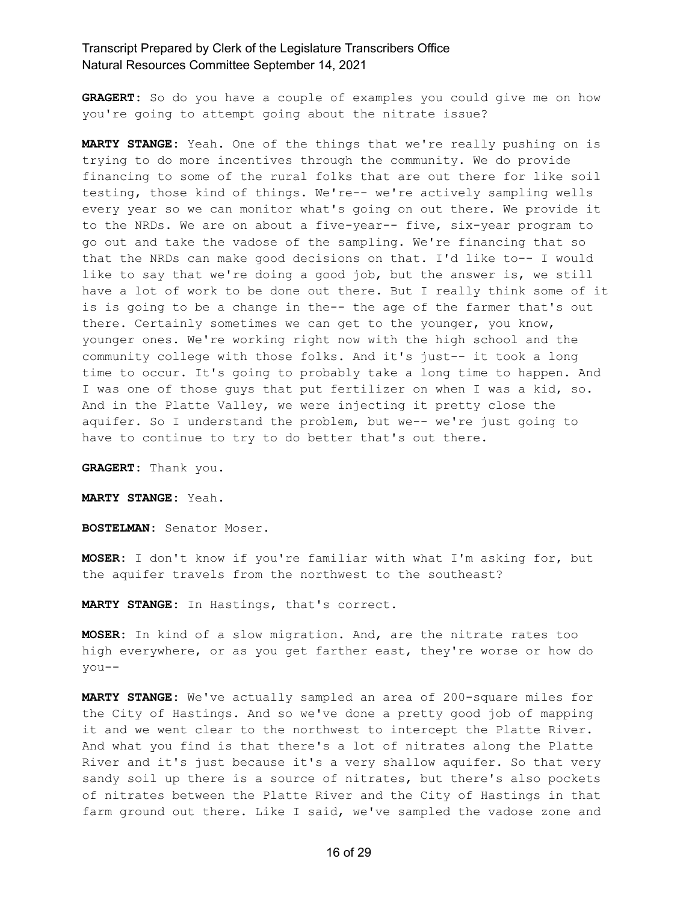**GRAGERT:** So do you have a couple of examples you could give me on how you're going to attempt going about the nitrate issue?

**MARTY STANGE:** Yeah. One of the things that we're really pushing on is trying to do more incentives through the community. We do provide financing to some of the rural folks that are out there for like soil testing, those kind of things. We're-- we're actively sampling wells every year so we can monitor what's going on out there. We provide it to the NRDs. We are on about a five-year-- five, six-year program to go out and take the vadose of the sampling. We're financing that so that the NRDs can make good decisions on that. I'd like to-- I would like to say that we're doing a good job, but the answer is, we still have a lot of work to be done out there. But I really think some of it is is going to be a change in the-- the age of the farmer that's out there. Certainly sometimes we can get to the younger, you know, younger ones. We're working right now with the high school and the community college with those folks. And it's just-- it took a long time to occur. It's going to probably take a long time to happen. And I was one of those guys that put fertilizer on when I was a kid, so. And in the Platte Valley, we were injecting it pretty close the aquifer. So I understand the problem, but we-- we're just going to have to continue to try to do better that's out there.

**GRAGERT:** Thank you.

**MARTY STANGE:** Yeah.

**BOSTELMAN:** Senator Moser.

**MOSER:** I don't know if you're familiar with what I'm asking for, but the aquifer travels from the northwest to the southeast?

**MARTY STANGE:** In Hastings, that's correct.

**MOSER:** In kind of a slow migration. And, are the nitrate rates too high everywhere, or as you get farther east, they're worse or how do you--

**MARTY STANGE:** We've actually sampled an area of 200-square miles for the City of Hastings. And so we've done a pretty good job of mapping it and we went clear to the northwest to intercept the Platte River. And what you find is that there's a lot of nitrates along the Platte River and it's just because it's a very shallow aquifer. So that very sandy soil up there is a source of nitrates, but there's also pockets of nitrates between the Platte River and the City of Hastings in that farm ground out there. Like I said, we've sampled the vadose zone and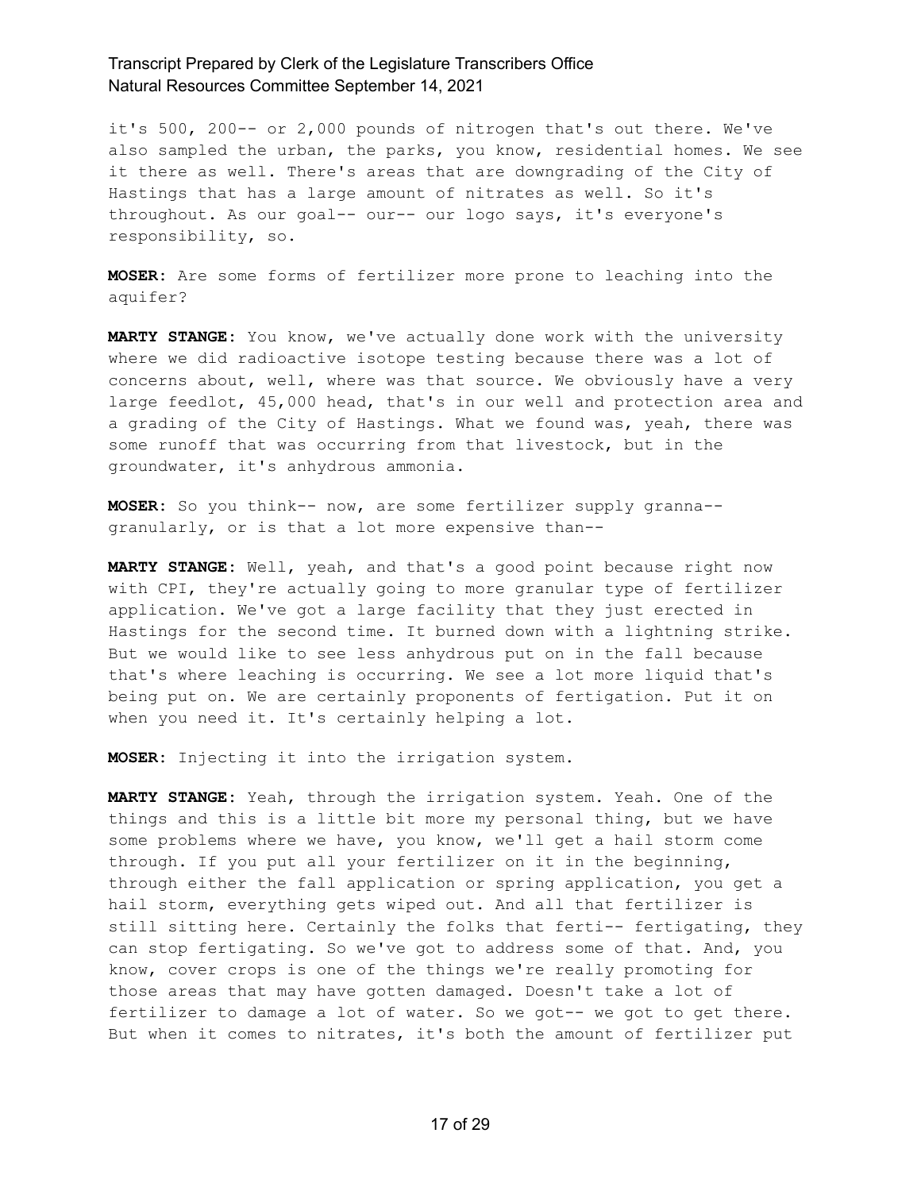it's 500, 200-- or 2,000 pounds of nitrogen that's out there. We've also sampled the urban, the parks, you know, residential homes. We see it there as well. There's areas that are downgrading of the City of Hastings that has a large amount of nitrates as well. So it's throughout. As our goal-- our-- our logo says, it's everyone's responsibility, so.

**MOSER:** Are some forms of fertilizer more prone to leaching into the aquifer?

**MARTY STANGE:** You know, we've actually done work with the university where we did radioactive isotope testing because there was a lot of concerns about, well, where was that source. We obviously have a very large feedlot, 45,000 head, that's in our well and protection area and a grading of the City of Hastings. What we found was, yeah, there was some runoff that was occurring from that livestock, but in the groundwater, it's anhydrous ammonia.

**MOSER:** So you think-- now, are some fertilizer supply granna-- granularly, or is that a lot more expensive than--

**MARTY STANGE:** Well, yeah, and that's a good point because right now with CPI, they're actually going to more granular type of fertilizer application. We've got a large facility that they just erected in Hastings for the second time. It burned down with a lightning strike. But we would like to see less anhydrous put on in the fall because that's where leaching is occurring. We see a lot more liquid that's being put on. We are certainly proponents of fertigation. Put it on when you need it. It's certainly helping a lot.

**MOSER:** Injecting it into the irrigation system.

**MARTY STANGE:** Yeah, through the irrigation system. Yeah. One of the things and this is a little bit more my personal thing, but we have some problems where we have, you know, we'll get a hail storm come through. If you put all your fertilizer on it in the beginning, through either the fall application or spring application, you get a hail storm, everything gets wiped out. And all that fertilizer is still sitting here. Certainly the folks that ferti-- fertigating, they can stop fertigating. So we've got to address some of that. And, you know, cover crops is one of the things we're really promoting for those areas that may have gotten damaged. Doesn't take a lot of fertilizer to damage a lot of water. So we got-- we got to get there. But when it comes to nitrates, it's both the amount of fertilizer put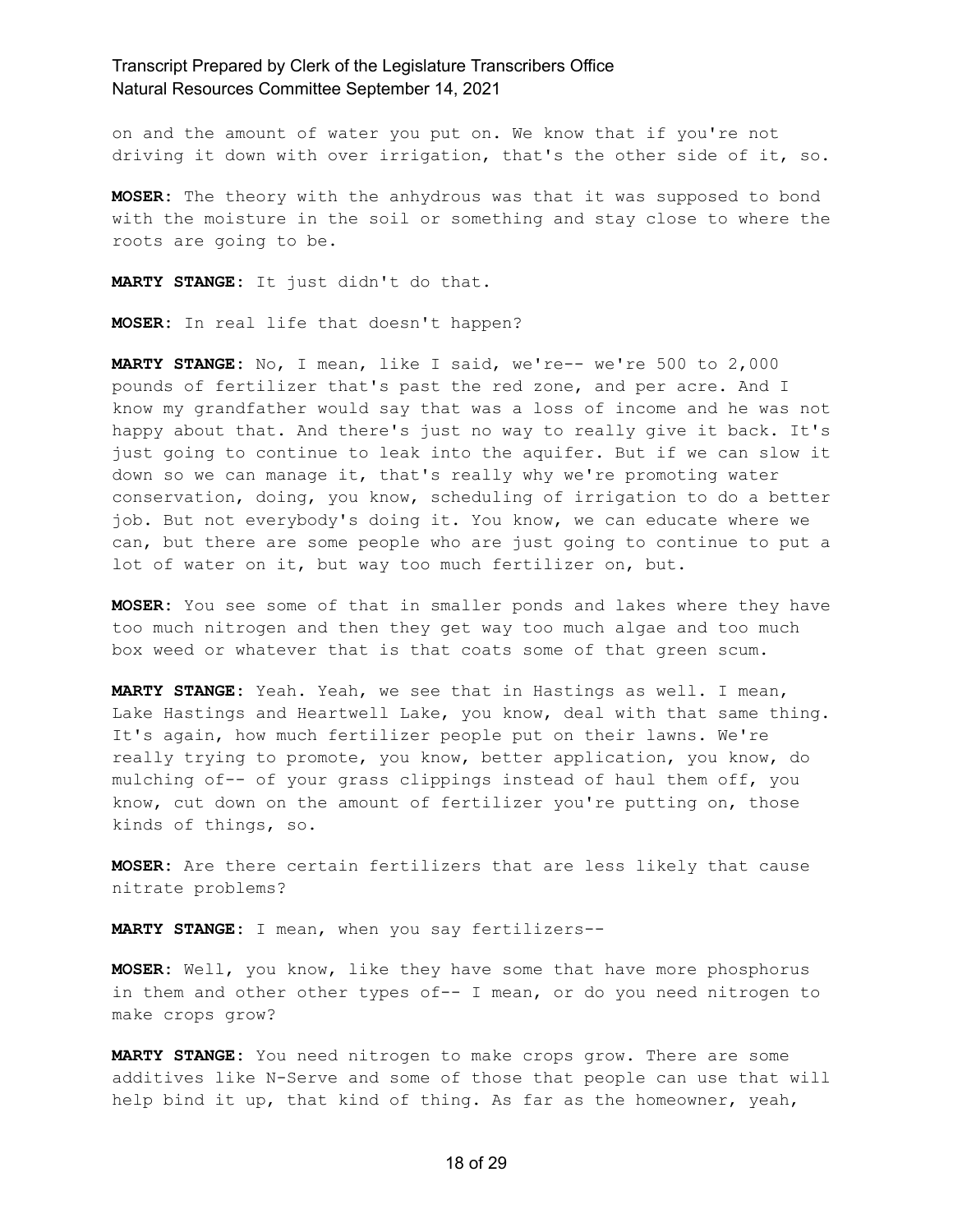on and the amount of water you put on. We know that if you're not driving it down with over irrigation, that's the other side of it, so.

**MOSER:** The theory with the anhydrous was that it was supposed to bond with the moisture in the soil or something and stay close to where the roots are going to be.

**MARTY STANGE:** It just didn't do that.

**MOSER:** In real life that doesn't happen?

**MARTY STANGE:** No, I mean, like I said, we're-- we're 500 to 2,000 pounds of fertilizer that's past the red zone, and per acre. And I know my grandfather would say that was a loss of income and he was not happy about that. And there's just no way to really give it back. It's just going to continue to leak into the aquifer. But if we can slow it down so we can manage it, that's really why we're promoting water conservation, doing, you know, scheduling of irrigation to do a better job. But not everybody's doing it. You know, we can educate where we can, but there are some people who are just going to continue to put a lot of water on it, but way too much fertilizer on, but.

**MOSER:** You see some of that in smaller ponds and lakes where they have too much nitrogen and then they get way too much algae and too much box weed or whatever that is that coats some of that green scum.

**MARTY STANGE:** Yeah. Yeah, we see that in Hastings as well. I mean, Lake Hastings and Heartwell Lake, you know, deal with that same thing. It's again, how much fertilizer people put on their lawns. We're really trying to promote, you know, better application, you know, do mulching of-- of your grass clippings instead of haul them off, you know, cut down on the amount of fertilizer you're putting on, those kinds of things, so.

**MOSER:** Are there certain fertilizers that are less likely that cause nitrate problems?

**MARTY STANGE:** I mean, when you say fertilizers--

**MOSER:** Well, you know, like they have some that have more phosphorus in them and other other types of-- I mean, or do you need nitrogen to make crops grow?

**MARTY STANGE:** You need nitrogen to make crops grow. There are some additives like N-Serve and some of those that people can use that will help bind it up, that kind of thing. As far as the homeowner, yeah,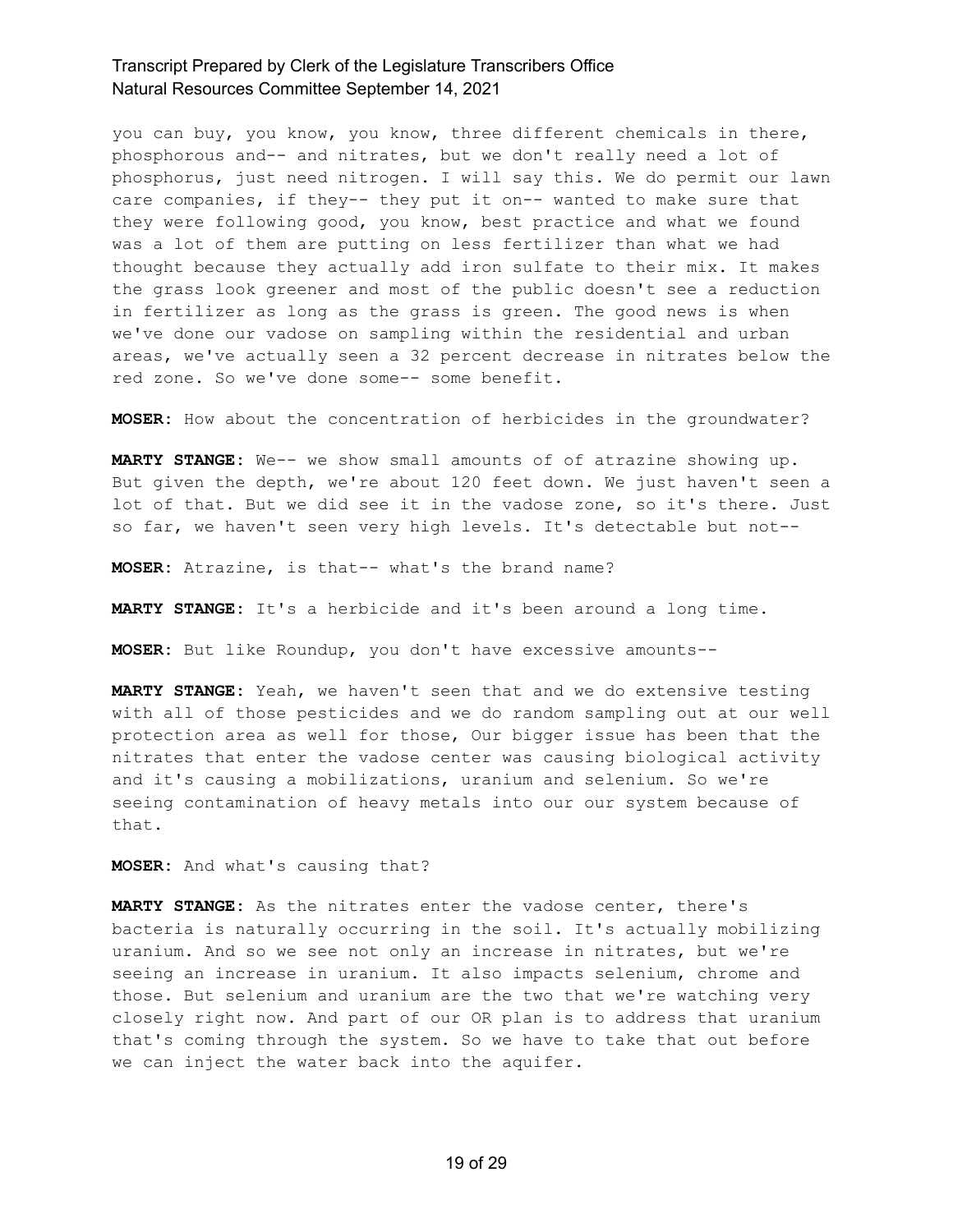you can buy, you know, you know, three different chemicals in there, phosphorous and-- and nitrates, but we don't really need a lot of phosphorus, just need nitrogen. I will say this. We do permit our lawn care companies, if they-- they put it on-- wanted to make sure that they were following good, you know, best practice and what we found was a lot of them are putting on less fertilizer than what we had thought because they actually add iron sulfate to their mix. It makes the grass look greener and most of the public doesn't see a reduction in fertilizer as long as the grass is green. The good news is when we've done our vadose on sampling within the residential and urban areas, we've actually seen a 32 percent decrease in nitrates below the red zone. So we've done some-- some benefit.

**MOSER:** How about the concentration of herbicides in the groundwater?

**MARTY STANGE:** We-- we show small amounts of of atrazine showing up. But given the depth, we're about 120 feet down. We just haven't seen a lot of that. But we did see it in the vadose zone, so it's there. Just so far, we haven't seen very high levels. It's detectable but not--

**MOSER:** Atrazine, is that-- what's the brand name?

**MARTY STANGE:** It's a herbicide and it's been around a long time.

**MOSER:** But like Roundup, you don't have excessive amounts--

**MARTY STANGE:** Yeah, we haven't seen that and we do extensive testing with all of those pesticides and we do random sampling out at our well protection area as well for those, Our bigger issue has been that the nitrates that enter the vadose center was causing biological activity and it's causing a mobilizations, uranium and selenium. So we're seeing contamination of heavy metals into our our system because of that.

**MOSER:** And what's causing that?

**MARTY STANGE:** As the nitrates enter the vadose center, there's bacteria is naturally occurring in the soil. It's actually mobilizing uranium. And so we see not only an increase in nitrates, but we're seeing an increase in uranium. It also impacts selenium, chrome and those. But selenium and uranium are the two that we're watching very closely right now. And part of our OR plan is to address that uranium that's coming through the system. So we have to take that out before we can inject the water back into the aquifer.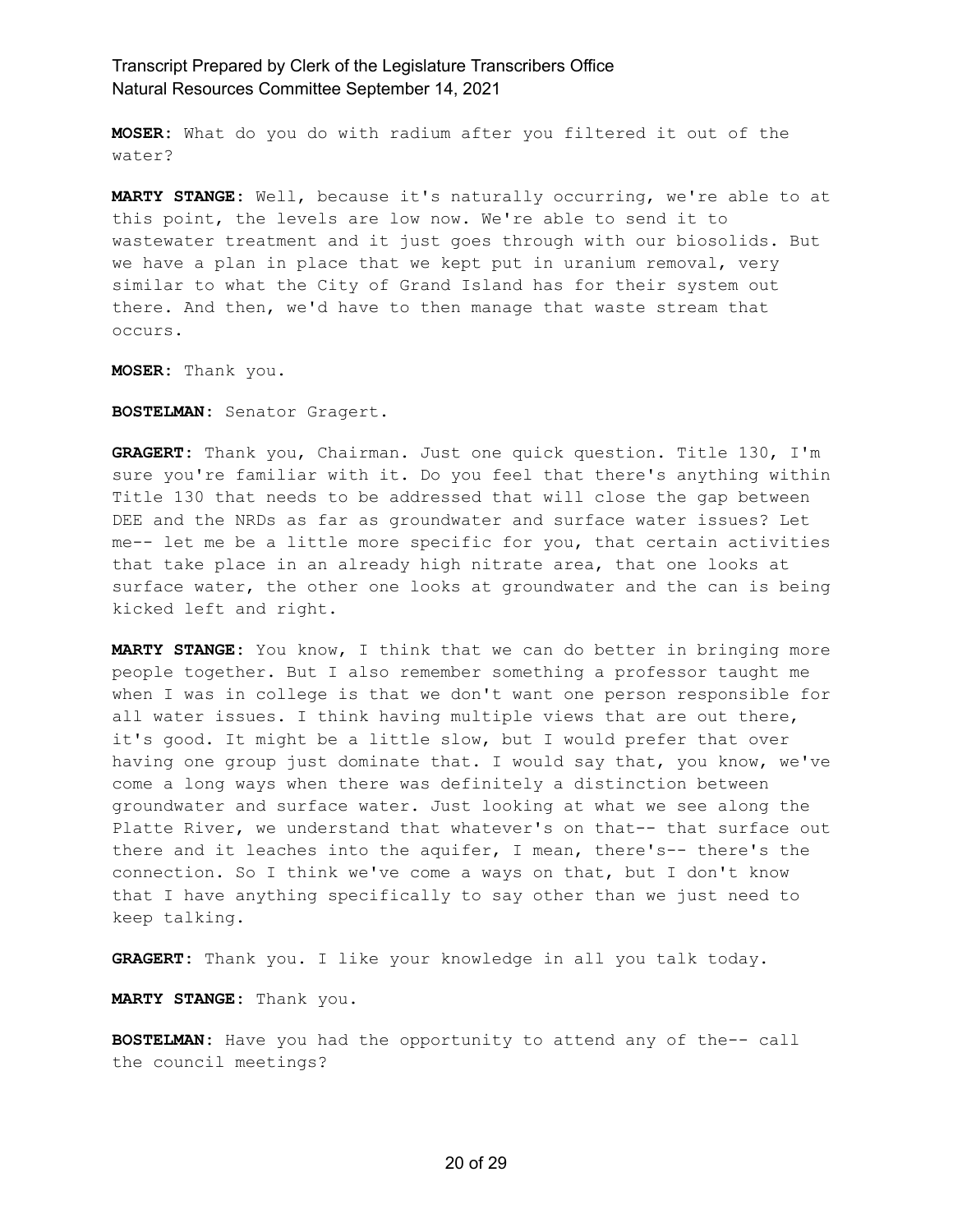**MOSER:** What do you do with radium after you filtered it out of the water?

**MARTY STANGE:** Well, because it's naturally occurring, we're able to at this point, the levels are low now. We're able to send it to wastewater treatment and it just goes through with our biosolids. But we have a plan in place that we kept put in uranium removal, very similar to what the City of Grand Island has for their system out there. And then, we'd have to then manage that waste stream that occurs.

**MOSER:** Thank you.

**BOSTELMAN:** Senator Gragert.

**GRAGERT:** Thank you, Chairman. Just one quick question. Title 130, I'm sure you're familiar with it. Do you feel that there's anything within Title 130 that needs to be addressed that will close the gap between DEE and the NRDs as far as groundwater and surface water issues? Let me-- let me be a little more specific for you, that certain activities that take place in an already high nitrate area, that one looks at surface water, the other one looks at groundwater and the can is being kicked left and right.

**MARTY STANGE:** You know, I think that we can do better in bringing more people together. But I also remember something a professor taught me when I was in college is that we don't want one person responsible for all water issues. I think having multiple views that are out there, it's good. It might be a little slow, but I would prefer that over having one group just dominate that. I would say that, you know, we've come a long ways when there was definitely a distinction between groundwater and surface water. Just looking at what we see along the Platte River, we understand that whatever's on that-- that surface out there and it leaches into the aquifer, I mean, there's-- there's the connection. So I think we've come a ways on that, but I don't know that I have anything specifically to say other than we just need to keep talking.

**GRAGERT:** Thank you. I like your knowledge in all you talk today.

**MARTY STANGE:** Thank you.

**BOSTELMAN:** Have you had the opportunity to attend any of the-- call the council meetings?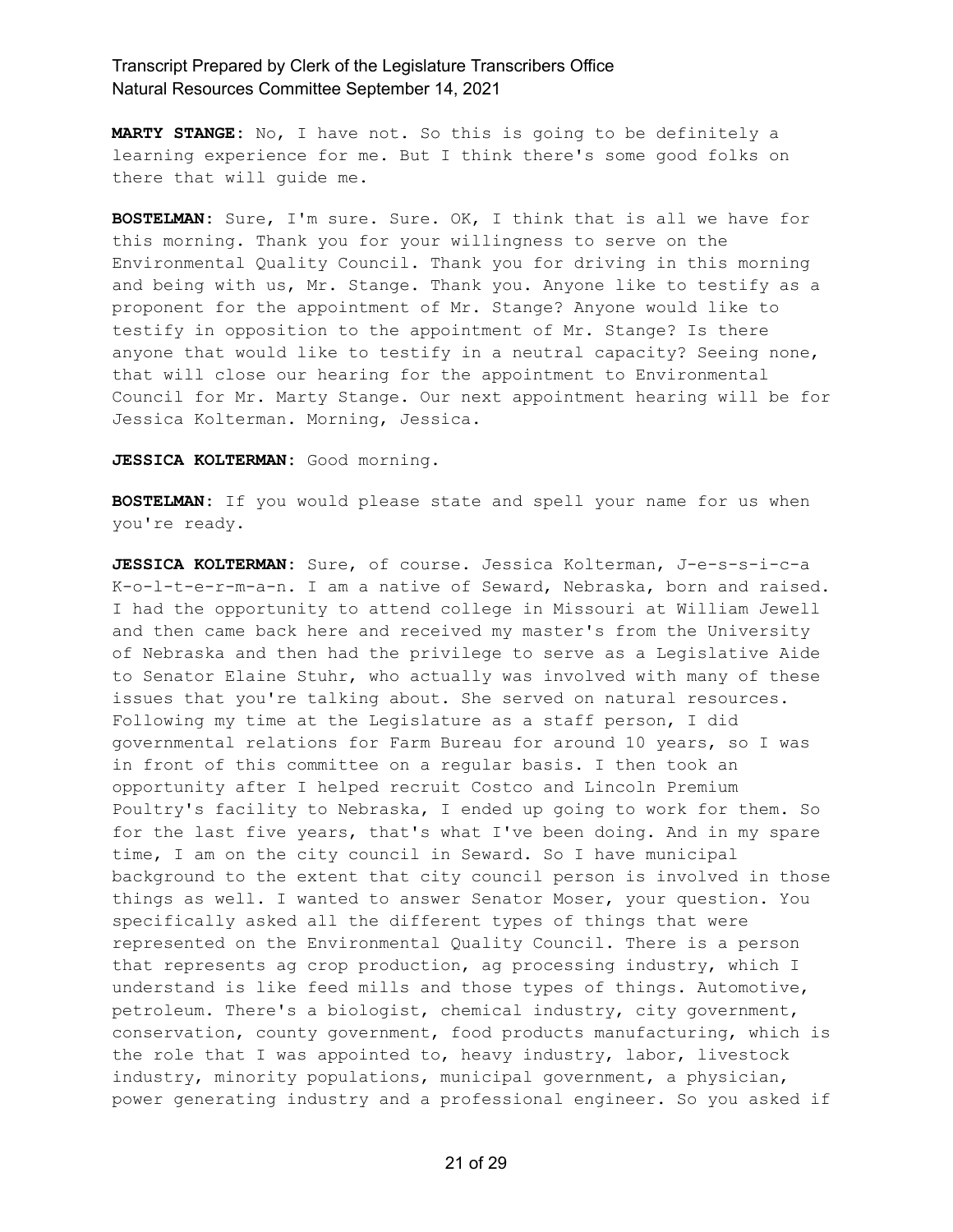**MARTY STANGE:** No, I have not. So this is going to be definitely a learning experience for me. But I think there's some good folks on there that will guide me.

**BOSTELMAN:** Sure, I'm sure. Sure. OK, I think that is all we have for this morning. Thank you for your willingness to serve on the Environmental Quality Council. Thank you for driving in this morning and being with us, Mr. Stange. Thank you. Anyone like to testify as a proponent for the appointment of Mr. Stange? Anyone would like to testify in opposition to the appointment of Mr. Stange? Is there anyone that would like to testify in a neutral capacity? Seeing none, that will close our hearing for the appointment to Environmental Council for Mr. Marty Stange. Our next appointment hearing will be for Jessica Kolterman. Morning, Jessica.

**JESSICA KOLTERMAN:** Good morning.

**BOSTELMAN:** If you would please state and spell your name for us when you're ready.

**JESSICA KOLTERMAN:** Sure, of course. Jessica Kolterman, J-e-s-s-i-c-a K-o-l-t-e-r-m-a-n. I am a native of Seward, Nebraska, born and raised. I had the opportunity to attend college in Missouri at William Jewell and then came back here and received my master's from the University of Nebraska and then had the privilege to serve as a Legislative Aide to Senator Elaine Stuhr, who actually was involved with many of these issues that you're talking about. She served on natural resources. Following my time at the Legislature as a staff person, I did governmental relations for Farm Bureau for around 10 years, so I was in front of this committee on a regular basis. I then took an opportunity after I helped recruit Costco and Lincoln Premium Poultry's facility to Nebraska, I ended up going to work for them. So for the last five years, that's what I've been doing. And in my spare time, I am on the city council in Seward. So I have municipal background to the extent that city council person is involved in those things as well. I wanted to answer Senator Moser, your question. You specifically asked all the different types of things that were represented on the Environmental Quality Council. There is a person that represents ag crop production, ag processing industry, which I understand is like feed mills and those types of things. Automotive, petroleum. There's a biologist, chemical industry, city government, conservation, county government, food products manufacturing, which is the role that I was appointed to, heavy industry, labor, livestock industry, minority populations, municipal government, a physician, power generating industry and a professional engineer. So you asked if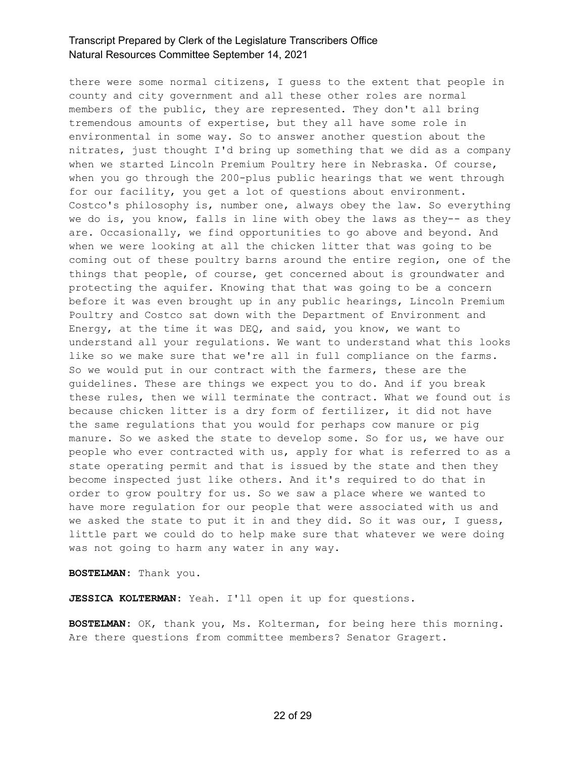there were some normal citizens, I guess to the extent that people in county and city government and all these other roles are normal members of the public, they are represented. They don't all bring tremendous amounts of expertise, but they all have some role in environmental in some way. So to answer another question about the nitrates, just thought I'd bring up something that we did as a company when we started Lincoln Premium Poultry here in Nebraska. Of course, when you go through the 200-plus public hearings that we went through for our facility, you get a lot of questions about environment. Costco's philosophy is, number one, always obey the law. So everything we do is, you know, falls in line with obey the laws as they-- as they are. Occasionally, we find opportunities to go above and beyond. And when we were looking at all the chicken litter that was going to be coming out of these poultry barns around the entire region, one of the things that people, of course, get concerned about is groundwater and protecting the aquifer. Knowing that that was going to be a concern before it was even brought up in any public hearings, Lincoln Premium Poultry and Costco sat down with the Department of Environment and Energy, at the time it was DEQ, and said, you know, we want to understand all your regulations. We want to understand what this looks like so we make sure that we're all in full compliance on the farms. So we would put in our contract with the farmers, these are the guidelines. These are things we expect you to do. And if you break these rules, then we will terminate the contract. What we found out is because chicken litter is a dry form of fertilizer, it did not have the same regulations that you would for perhaps cow manure or pig manure. So we asked the state to develop some. So for us, we have our people who ever contracted with us, apply for what is referred to as a state operating permit and that is issued by the state and then they become inspected just like others. And it's required to do that in order to grow poultry for us. So we saw a place where we wanted to have more regulation for our people that were associated with us and we asked the state to put it in and they did. So it was our, I guess, little part we could do to help make sure that whatever we were doing was not going to harm any water in any way.

**BOSTELMAN:** Thank you.

**JESSICA KOLTERMAN:** Yeah. I'll open it up for questions.

**BOSTELMAN:** OK, thank you, Ms. Kolterman, for being here this morning. Are there questions from committee members? Senator Gragert.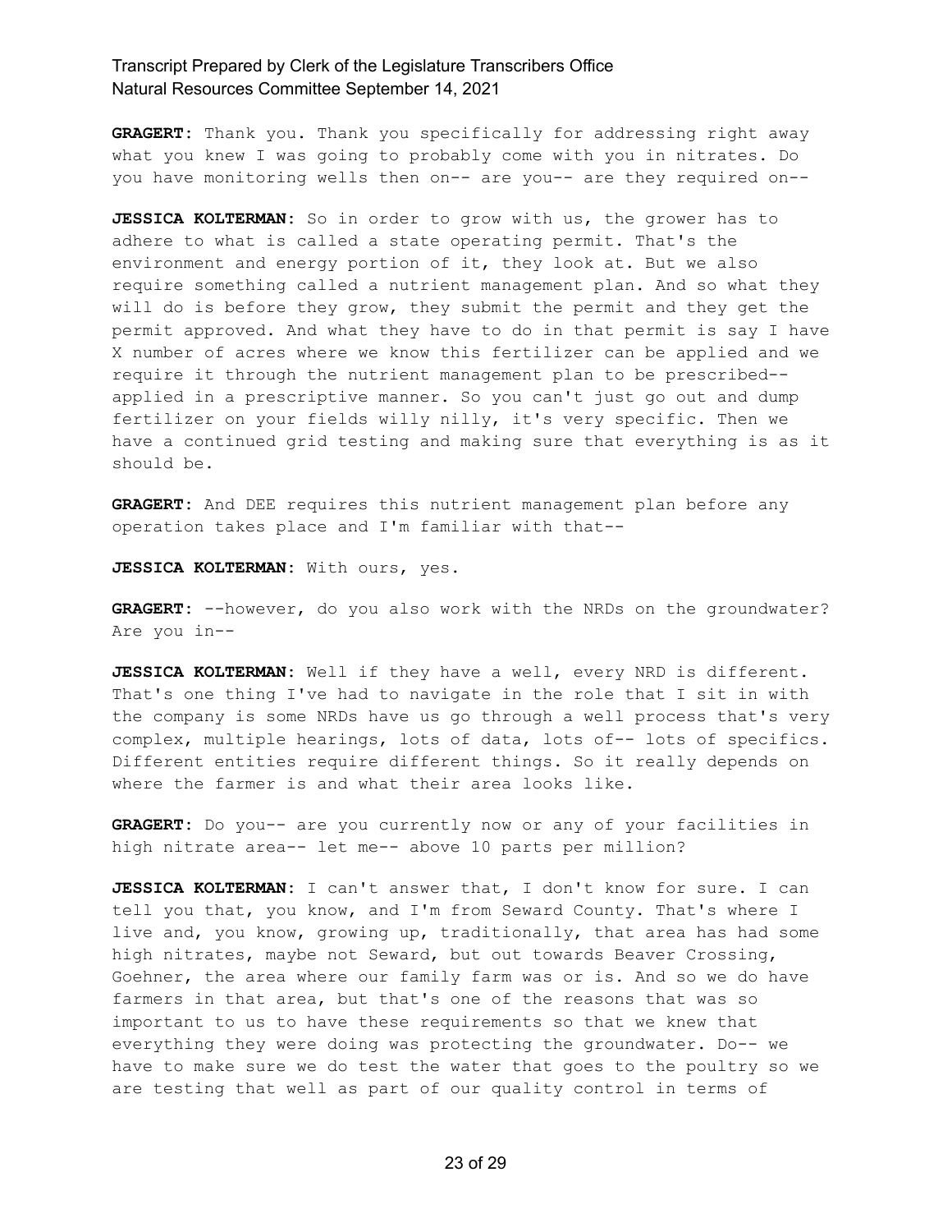**GRAGERT:** Thank you. Thank you specifically for addressing right away what you knew I was going to probably come with you in nitrates. Do you have monitoring wells then on-- are you-- are they required on--

**JESSICA KOLTERMAN:** So in order to grow with us, the grower has to adhere to what is called a state operating permit. That's the environment and energy portion of it, they look at. But we also require something called a nutrient management plan. And so what they will do is before they grow, they submit the permit and they get the permit approved. And what they have to do in that permit is say I have X number of acres where we know this fertilizer can be applied and we require it through the nutrient management plan to be prescribed-- applied in a prescriptive manner. So you can't just go out and dump fertilizer on your fields willy nilly, it's very specific. Then we have a continued grid testing and making sure that everything is as it should be.

**GRAGERT:** And DEE requires this nutrient management plan before any operation takes place and I'm familiar with that--

**JESSICA KOLTERMAN:** With ours, yes.

**GRAGERT:** --however, do you also work with the NRDs on the groundwater? Are you in--

**JESSICA KOLTERMAN:** Well if they have a well, every NRD is different. That's one thing I've had to navigate in the role that I sit in with the company is some NRDs have us go through a well process that's very complex, multiple hearings, lots of data, lots of-- lots of specifics. Different entities require different things. So it really depends on where the farmer is and what their area looks like.

**GRAGERT:** Do you-- are you currently now or any of your facilities in high nitrate area-- let me-- above 10 parts per million?

**JESSICA KOLTERMAN:** I can't answer that, I don't know for sure. I can tell you that, you know, and I'm from Seward County. That's where I live and, you know, growing up, traditionally, that area has had some high nitrates, maybe not Seward, but out towards Beaver Crossing, Goehner, the area where our family farm was or is. And so we do have farmers in that area, but that's one of the reasons that was so important to us to have these requirements so that we knew that everything they were doing was protecting the groundwater. Do-- we have to make sure we do test the water that goes to the poultry so we are testing that well as part of our quality control in terms of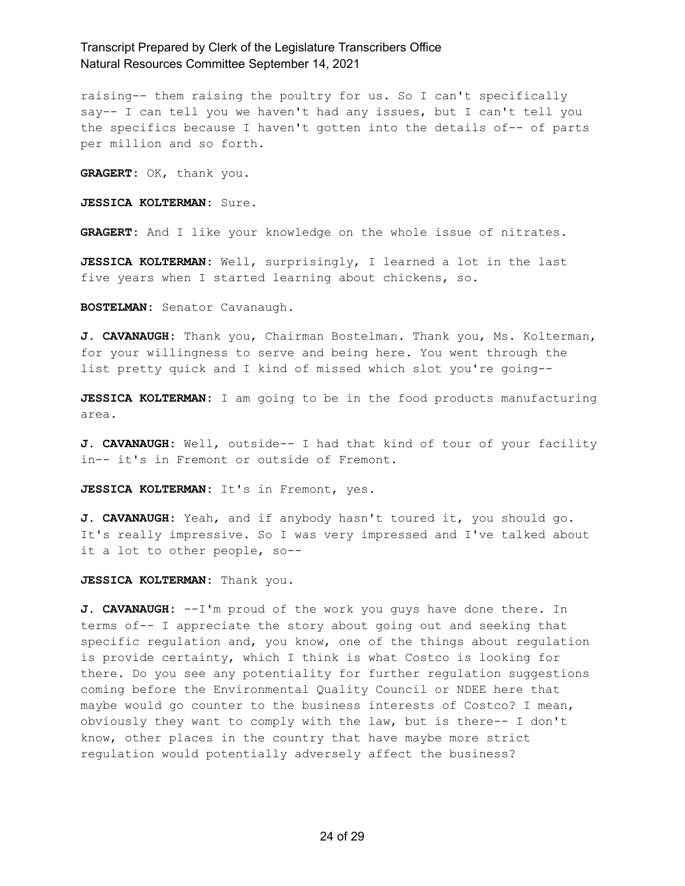raising-- them raising the poultry for us. So I can't specifically say-- I can tell you we haven't had any issues, but I can't tell you the specifics because I haven't gotten into the details of-- of parts per million and so forth.

**GRAGERT:** OK, thank you.

**JESSICA KOLTERMAN:** Sure.

**GRAGERT:** And I like your knowledge on the whole issue of nitrates.

**JESSICA KOLTERMAN:** Well, surprisingly, I learned a lot in the last five years when I started learning about chickens, so.

**BOSTELMAN:** Senator Cavanaugh.

**J. CAVANAUGH:** Thank you, Chairman Bostelman. Thank you, Ms. Kolterman, for your willingness to serve and being here. You went through the list pretty quick and I kind of missed which slot you're going--

**JESSICA KOLTERMAN:** I am going to be in the food products manufacturing area.

**J. CAVANAUGH:** Well, outside-- I had that kind of tour of your facility in-- it's in Fremont or outside of Fremont.

**JESSICA KOLTERMAN:** It's in Fremont, yes.

**J. CAVANAUGH:** Yeah, and if anybody hasn't toured it, you should go. It's really impressive. So I was very impressed and I've talked about it a lot to other people, so--

**JESSICA KOLTERMAN:** Thank you.

**J. CAVANAUGH:** --I'm proud of the work you guys have done there. In terms of-- I appreciate the story about going out and seeking that specific regulation and, you know, one of the things about regulation is provide certainty, which I think is what Costco is looking for there. Do you see any potentiality for further regulation suggestions coming before the Environmental Quality Council or NDEE here that maybe would go counter to the business interests of Costco? I mean, obviously they want to comply with the law, but is there-- I don't know, other places in the country that have maybe more strict regulation would potentially adversely affect the business?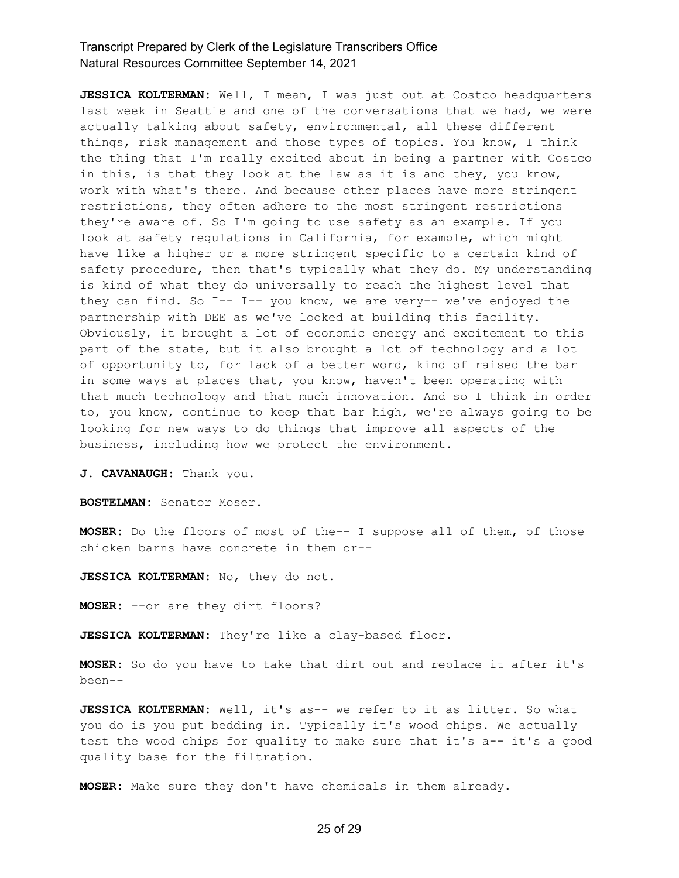**JESSICA KOLTERMAN:** Well, I mean, I was just out at Costco headquarters last week in Seattle and one of the conversations that we had, we were actually talking about safety, environmental, all these different things, risk management and those types of topics. You know, I think the thing that I'm really excited about in being a partner with Costco in this, is that they look at the law as it is and they, you know, work with what's there. And because other places have more stringent restrictions, they often adhere to the most stringent restrictions they're aware of. So I'm going to use safety as an example. If you look at safety regulations in California, for example, which might have like a higher or a more stringent specific to a certain kind of safety procedure, then that's typically what they do. My understanding is kind of what they do universally to reach the highest level that they can find. So I-- I-- you know, we are very-- we've enjoyed the partnership with DEE as we've looked at building this facility. Obviously, it brought a lot of economic energy and excitement to this part of the state, but it also brought a lot of technology and a lot of opportunity to, for lack of a better word, kind of raised the bar in some ways at places that, you know, haven't been operating with that much technology and that much innovation. And so I think in order to, you know, continue to keep that bar high, we're always going to be looking for new ways to do things that improve all aspects of the business, including how we protect the environment.

**J. CAVANAUGH:** Thank you.

**BOSTELMAN:** Senator Moser.

**MOSER:** Do the floors of most of the-- I suppose all of them, of those chicken barns have concrete in them or--

**JESSICA KOLTERMAN:** No, they do not.

**MOSER:** --or are they dirt floors?

**JESSICA KOLTERMAN:** They're like a clay-based floor.

**MOSER:** So do you have to take that dirt out and replace it after it's been--

**JESSICA KOLTERMAN:** Well, it's as-- we refer to it as litter. So what you do is you put bedding in. Typically it's wood chips. We actually test the wood chips for quality to make sure that it's a-- it's a good quality base for the filtration.

**MOSER:** Make sure they don't have chemicals in them already.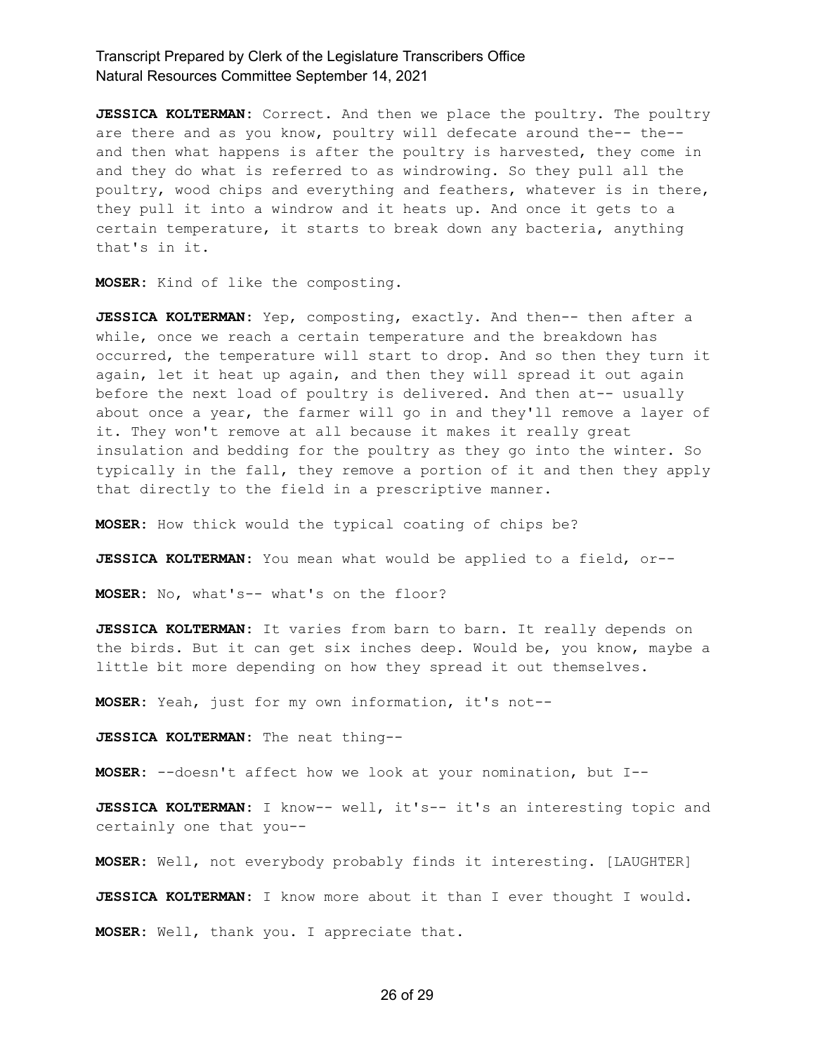**JESSICA KOLTERMAN:** Correct. And then we place the poultry. The poultry are there and as you know, poultry will defecate around the-- the-- and then what happens is after the poultry is harvested, they come in and they do what is referred to as windrowing. So they pull all the poultry, wood chips and everything and feathers, whatever is in there, they pull it into a windrow and it heats up. And once it gets to a certain temperature, it starts to break down any bacteria, anything that's in it.

**MOSER:** Kind of like the composting.

**JESSICA KOLTERMAN:** Yep, composting, exactly. And then-- then after a while, once we reach a certain temperature and the breakdown has occurred, the temperature will start to drop. And so then they turn it again, let it heat up again, and then they will spread it out again before the next load of poultry is delivered. And then at-- usually about once a year, the farmer will go in and they'll remove a layer of it. They won't remove at all because it makes it really great insulation and bedding for the poultry as they go into the winter. So typically in the fall, they remove a portion of it and then they apply that directly to the field in a prescriptive manner.

**MOSER:** How thick would the typical coating of chips be?

**JESSICA KOLTERMAN:** You mean what would be applied to a field, or--

**MOSER:** No, what's-- what's on the floor?

**JESSICA KOLTERMAN:** It varies from barn to barn. It really depends on the birds. But it can get six inches deep. Would be, you know, maybe a little bit more depending on how they spread it out themselves.

**MOSER:** Yeah, just for my own information, it's not--

**JESSICA KOLTERMAN:** The neat thing--

**MOSER:** --doesn't affect how we look at your nomination, but I--

**JESSICA KOLTERMAN:** I know-- well, it's-- it's an interesting topic and certainly one that you--

**MOSER:** Well, not everybody probably finds it interesting. [LAUGHTER]

**JESSICA KOLTERMAN:** I know more about it than I ever thought I would.

**MOSER:** Well, thank you. I appreciate that.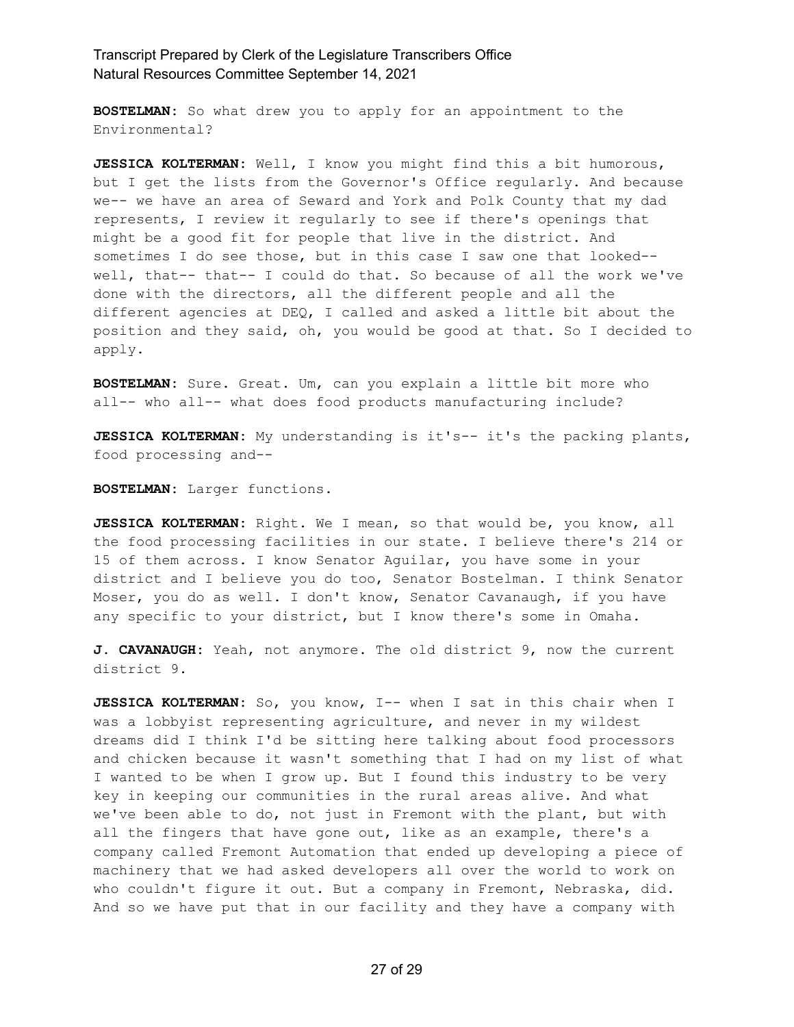**BOSTELMAN:** So what drew you to apply for an appointment to the Environmental?

**JESSICA KOLTERMAN:** Well, I know you might find this a bit humorous, but I get the lists from the Governor's Office regularly. And because we-- we have an area of Seward and York and Polk County that my dad represents, I review it regularly to see if there's openings that might be a good fit for people that live in the district. And sometimes I do see those, but in this case I saw one that looked-- well, that-- that-- I could do that. So because of all the work we've done with the directors, all the different people and all the different agencies at DEQ, I called and asked a little bit about the position and they said, oh, you would be good at that. So I decided to apply.

**BOSTELMAN:** Sure. Great. Um, can you explain a little bit more who all-- who all-- what does food products manufacturing include?

**JESSICA KOLTERMAN:** My understanding is it's-- it's the packing plants, food processing and--

**BOSTELMAN:** Larger functions.

**JESSICA KOLTERMAN:** Right. We I mean, so that would be, you know, all the food processing facilities in our state. I believe there's 214 or 15 of them across. I know Senator Aguilar, you have some in your district and I believe you do too, Senator Bostelman. I think Senator Moser, you do as well. I don't know, Senator Cavanaugh, if you have any specific to your district, but I know there's some in Omaha.

**J. CAVANAUGH:** Yeah, not anymore. The old district 9, now the current district 9.

**JESSICA KOLTERMAN:** So, you know, I-- when I sat in this chair when I was a lobbyist representing agriculture, and never in my wildest dreams did I think I'd be sitting here talking about food processors and chicken because it wasn't something that I had on my list of what I wanted to be when I grow up. But I found this industry to be very key in keeping our communities in the rural areas alive. And what we've been able to do, not just in Fremont with the plant, but with all the fingers that have gone out, like as an example, there's a company called Fremont Automation that ended up developing a piece of machinery that we had asked developers all over the world to work on who couldn't figure it out. But a company in Fremont, Nebraska, did. And so we have put that in our facility and they have a company with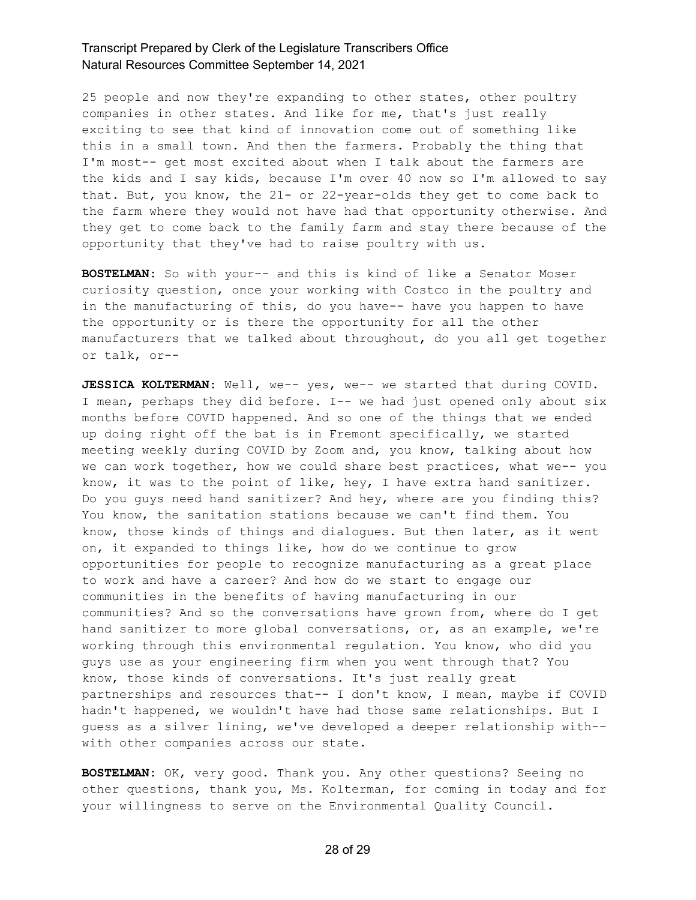25 people and now they're expanding to other states, other poultry companies in other states. And like for me, that's just really exciting to see that kind of innovation come out of something like this in a small town. And then the farmers. Probably the thing that I'm most-- get most excited about when I talk about the farmers are the kids and I say kids, because I'm over 40 now so I'm allowed to say that. But, you know, the 21- or 22-year-olds they get to come back to the farm where they would not have had that opportunity otherwise. And they get to come back to the family farm and stay there because of the opportunity that they've had to raise poultry with us.

**BOSTELMAN:** So with your-- and this is kind of like a Senator Moser curiosity question, once your working with Costco in the poultry and in the manufacturing of this, do you have-- have you happen to have the opportunity or is there the opportunity for all the other manufacturers that we talked about throughout, do you all get together or talk, or--

**JESSICA KOLTERMAN:** Well, we-- yes, we-- we started that during COVID. I mean, perhaps they did before. I-- we had just opened only about six months before COVID happened. And so one of the things that we ended up doing right off the bat is in Fremont specifically, we started meeting weekly during COVID by Zoom and, you know, talking about how we can work together, how we could share best practices, what we-- you know, it was to the point of like, hey, I have extra hand sanitizer. Do you guys need hand sanitizer? And hey, where are you finding this? You know, the sanitation stations because we can't find them. You know, those kinds of things and dialogues. But then later, as it went on, it expanded to things like, how do we continue to grow opportunities for people to recognize manufacturing as a great place to work and have a career? And how do we start to engage our communities in the benefits of having manufacturing in our communities? And so the conversations have grown from, where do I get hand sanitizer to more global conversations, or, as an example, we're working through this environmental regulation. You know, who did you guys use as your engineering firm when you went through that? You know, those kinds of conversations. It's just really great partnerships and resources that-- I don't know, I mean, maybe if COVID hadn't happened, we wouldn't have had those same relationships. But I guess as a silver lining, we've developed a deeper relationship with-- with other companies across our state.

**BOSTELMAN:** OK, very good. Thank you. Any other questions? Seeing no other questions, thank you, Ms. Kolterman, for coming in today and for your willingness to serve on the Environmental Quality Council.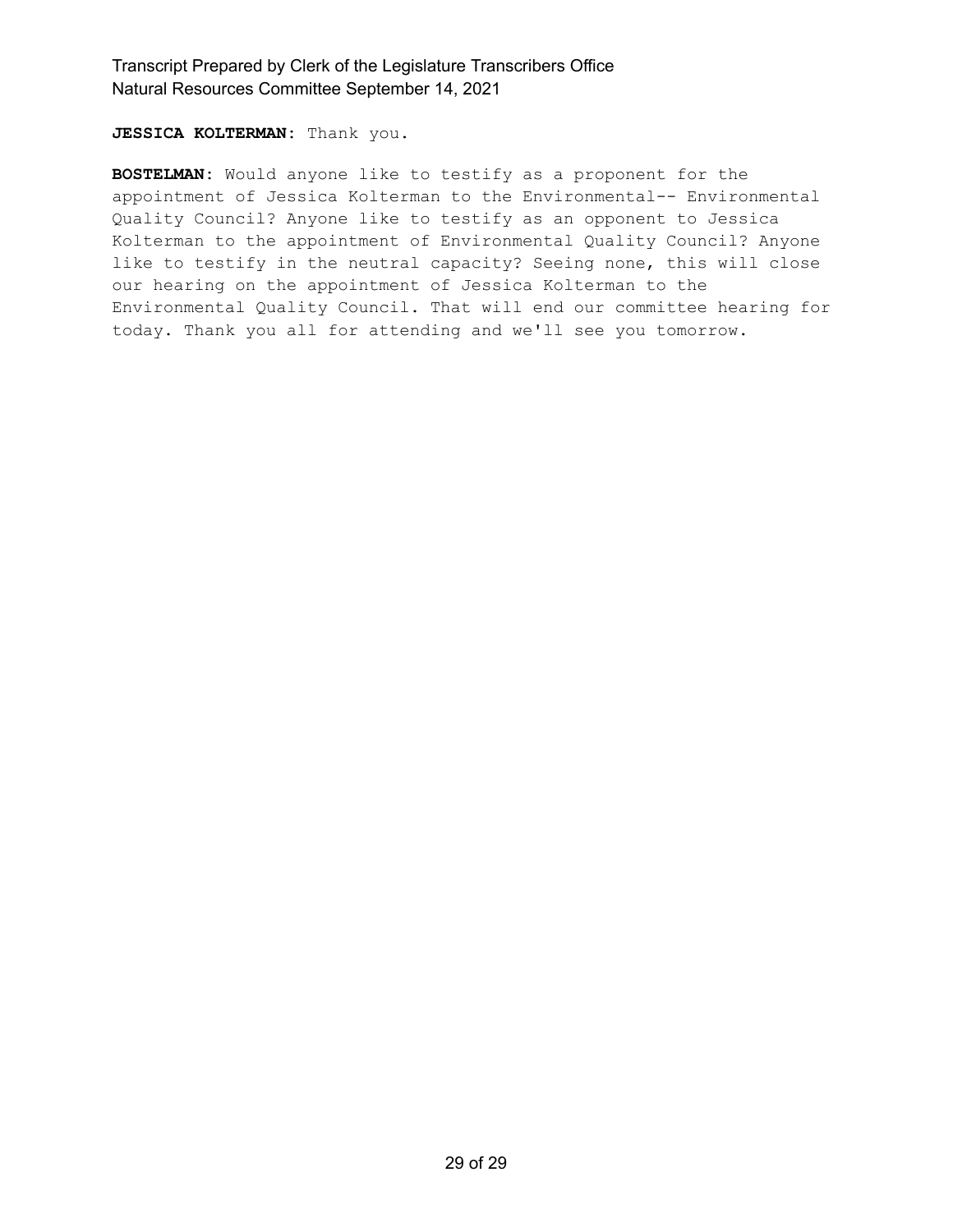**JESSICA KOLTERMAN:** Thank you.

**BOSTELMAN:** Would anyone like to testify as a proponent for the appointment of Jessica Kolterman to the Environmental-- Environmental Quality Council? Anyone like to testify as an opponent to Jessica Kolterman to the appointment of Environmental Quality Council? Anyone like to testify in the neutral capacity? Seeing none, this will close our hearing on the appointment of Jessica Kolterman to the Environmental Quality Council. That will end our committee hearing for today. Thank you all for attending and we'll see you tomorrow.